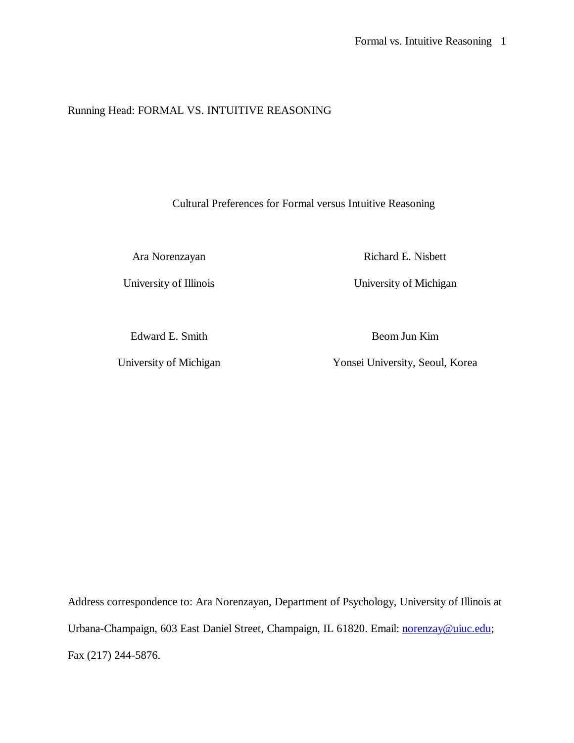Running Head: FORMAL VS. INTUITIVE REASONING

# Cultural Preferences for Formal versus Intuitive Reasoning

Ara Norenzayan
University of Illinois

Richard E. Nisbett
University of Michigan

Edward E. Smith
University of Michigan

Beom Jun Kim
Yonsei University, Seoul, Korea

Address correspondence to: Ara Norenzayan, Department of Psychology, University of Illinois at Urbana-Champaign, 603 East Daniel Street, Champaign, IL 61820. Email: norenzay@uiuc.edu; Fax (217) 244-5876.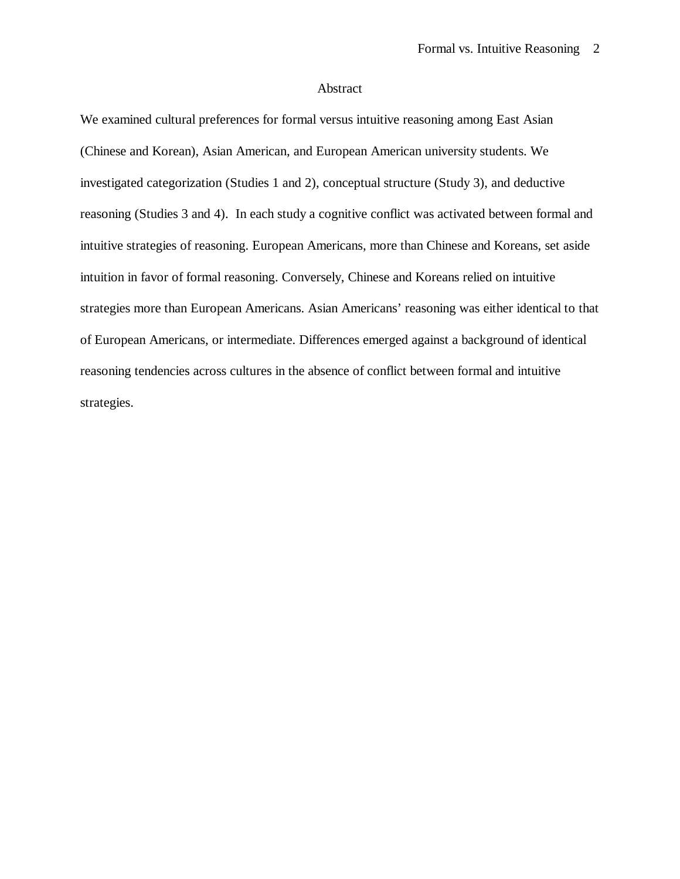# Abstract

We examined cultural preferences for formal versus intuitive reasoning among East Asian (Chinese and Korean), Asian American, and European American university students. We investigated categorization (Studies 1 and 2), conceptual structure (Study 3), and deductive reasoning (Studies 3 and 4). In each study a cognitive conflict was activated between formal and intuitive strategies of reasoning. European Americans, more than Chinese and Koreans, set aside intuition in favor of formal reasoning. Conversely, Chinese and Koreans relied on intuitive strategies more than European Americans. Asian Americans' reasoning was either identical to that of European Americans, or intermediate. Differences emerged against a background of identical reasoning tendencies across cultures in the absence of conflict between formal and intuitive strategies.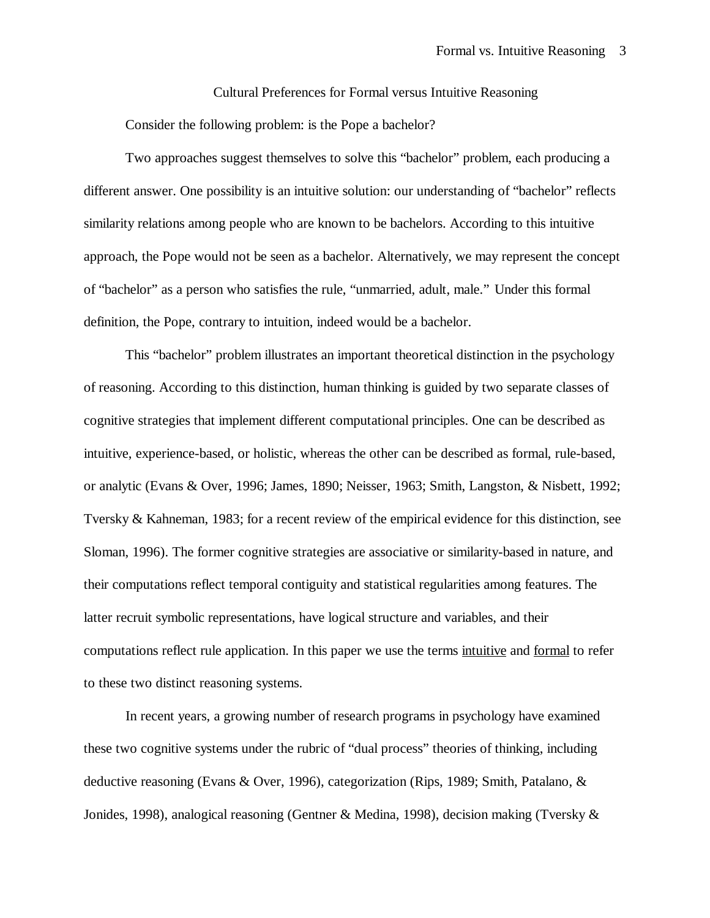# Cultural Preferences for Formal versus Intuitive Reasoning

Consider the following problem: is the Pope a bachelor?

Two approaches suggest themselves to solve this "bachelor" problem, each producing a different answer. One possibility is an intuitive solution: our understanding of "bachelor" reflects similarity relations among people who are known to be bachelors. According to this intuitive approach, the Pope would not be seen as a bachelor. Alternatively, we may represent the concept of "bachelor" as a person who satisfies the rule, "unmarried, adult, male." Under this formal definition, the Pope, contrary to intuition, indeed would be a bachelor.

This "bachelor" problem illustrates an important theoretical distinction in the psychology of reasoning. According to this distinction, human thinking is guided by two separate classes of cognitive strategies that implement different computational principles. One can be described as intuitive, experience-based, or holistic, whereas the other can be described as formal, rule-based, or analytic (Evans & Over, 1996; James, 1890; Neisser, 1963; Smith, Langston, & Nisbett, 1992; Tversky & Kahneman, 1983; for a recent review of the empirical evidence for this distinction, see Sloman, 1996). The former cognitive strategies are associative or similarity-based in nature, and their computations reflect temporal contiguity and statistical regularities among features. The latter recruit symbolic representations, have logical structure and variables, and their computations reflect rule application. In this paper we use the terms <u>intuitive</u> and <u>formal</u> to refer to these two distinct reasoning systems.

In recent years, a growing number of research programs in psychology have examined these two cognitive systems under the rubric of "dual process" theories of thinking, including deductive reasoning (Evans & Over, 1996), categorization (Rips, 1989; Smith, Patalano, & Jonides, 1998), analogical reasoning (Gentner & Medina, 1998), decision making (Tversky &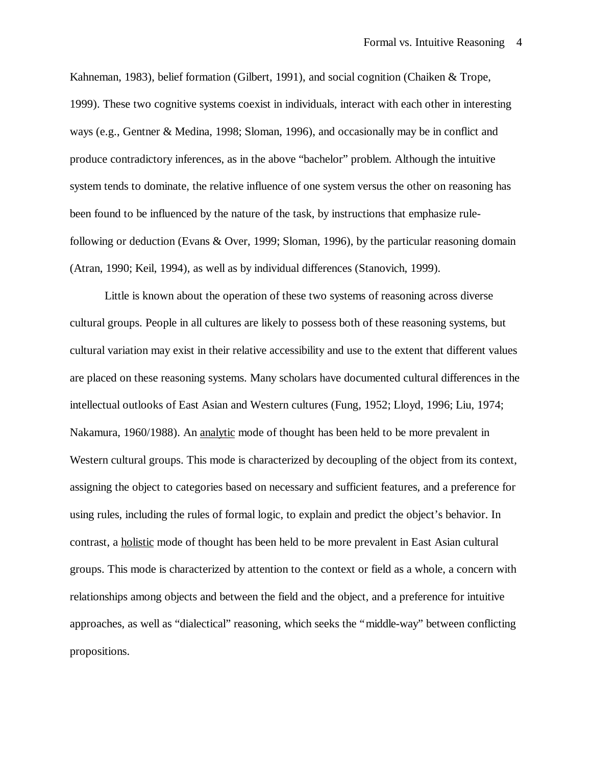Kahneman, 1983), belief formation (Gilbert, 1991), and social cognition (Chaiken & Trope, 1999). These two cognitive systems coexist in individuals, interact with each other in interesting ways (e.g., Gentner & Medina, 1998; Sloman, 1996), and occasionally may be in conflict and produce contradictory inferences, as in the above "bachelor" problem. Although the intuitive system tends to dominate, the relative influence of one system versus the other on reasoning has been found to be influenced by the nature of the task, by instructions that emphasize rule-following or deduction (Evans & Over, 1999; Sloman, 1996), by the particular reasoning domain (Atran, 1990; Keil, 1994), as well as by individual differences (Stanovich, 1999).

Little is known about the operation of these two systems of reasoning across diverse cultural groups. People in all cultures are likely to possess both of these reasoning systems, but cultural variation may exist in their relative accessibility and use to the extent that different values are placed on these reasoning systems. Many scholars have documented cultural differences in the intellectual outlooks of East Asian and Western cultures (Fung, 1952; Lloyd, 1996; Liu, 1974; Nakamura, 1960/1988). An <u>analytic</u> mode of thought has been held to be more prevalent in Western cultural groups. This mode is characterized by decoupling of the object from its context, assigning the object to categories based on necessary and sufficient features, and a preference for using rules, including the rules of formal logic, to explain and predict the object's behavior. In contrast, a <u>holistic</u> mode of thought has been held to be more prevalent in East Asian cultural groups. This mode is characterized by attention to the context or field as a whole, a concern with relationships among objects and between the field and the object, and a preference for intuitive approaches, as well as "dialectical" reasoning, which seeks the "middle-way" between conflicting propositions.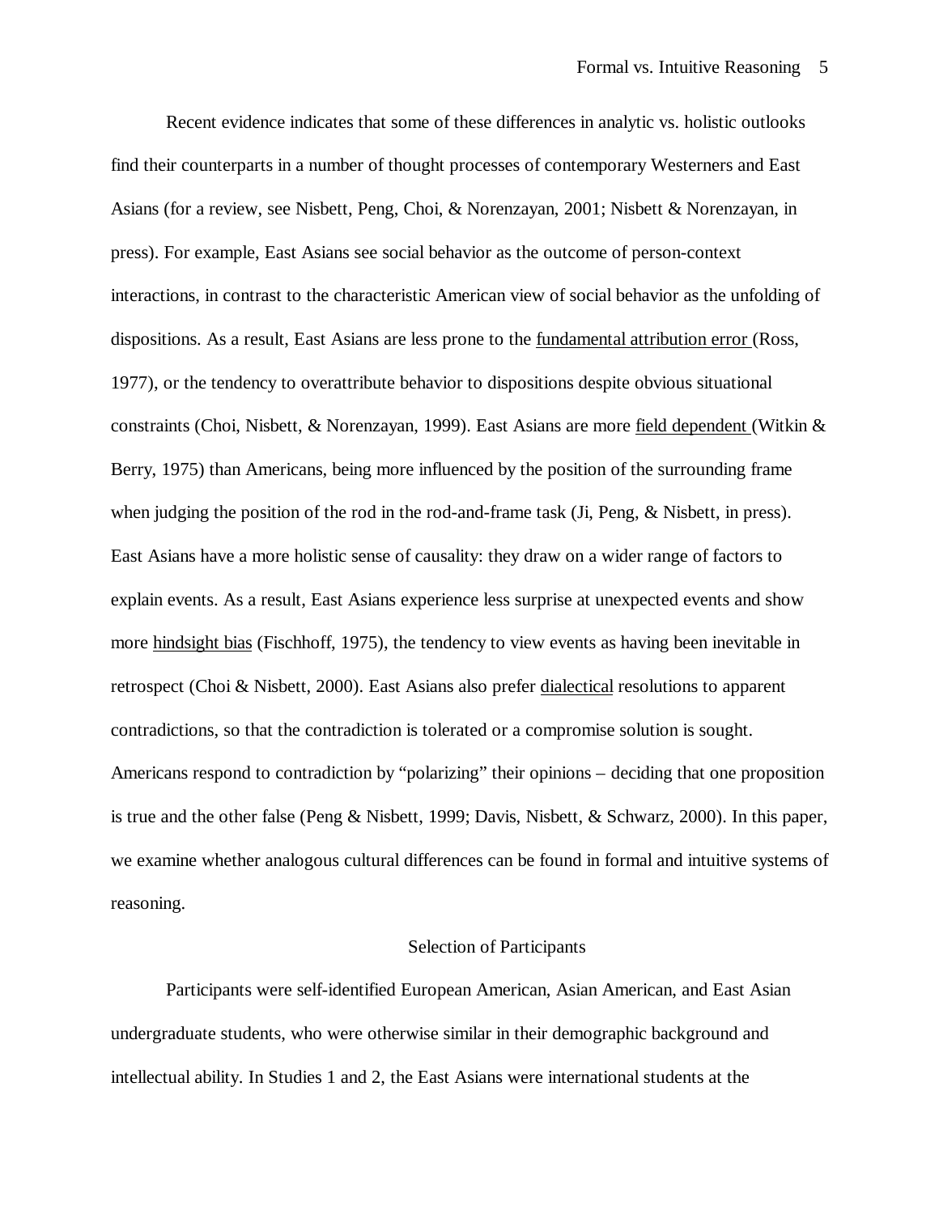Recent evidence indicates that some of these differences in analytic vs. holistic outlooks find their counterparts in a number of thought processes of contemporary Westerners and East Asians (for a review, see Nisbett, Peng, Choi, & Norenzayan, 2001; Nisbett & Norenzayan, in press). For example, East Asians see social behavior as the outcome of person-context interactions, in contrast to the characteristic American view of social behavior as the unfolding of dispositions. As a result, East Asians are less prone to the <u>fundamental attribution error</u> (Ross, 1977), or the tendency to overattribute behavior to dispositions despite obvious situational constraints (Choi, Nisbett, & Norenzayan, 1999). East Asians are more <u>field dependent</u> (Witkin & Berry, 1975) than Americans, being more influenced by the position of the surrounding frame when judging the position of the rod in the rod-and-frame task (Ji, Peng, & Nisbett, in press). East Asians have a more holistic sense of causality: they draw on a wider range of factors to explain events. As a result, East Asians experience less surprise at unexpected events and show more <u>hindsight bias</u> (Fischhoff, 1975), the tendency to view events as having been inevitable in retrospect (Choi & Nisbett, 2000). East Asians also prefer <u>dialectical</u> resolutions to apparent contradictions, so that the contradiction is tolerated or a compromise solution is sought. Americans respond to contradiction by "polarizing" their opinions – deciding that one proposition is true and the other false (Peng & Nisbett, 1999; Davis, Nisbett, & Schwarz, 2000). In this paper, we examine whether analogous cultural differences can be found in formal and intuitive systems of reasoning.

## Selection of Participants

Participants were self-identified European American, Asian American, and East Asian undergraduate students, who were otherwise similar in their demographic background and intellectual ability. In Studies 1 and 2, the East Asians were international students at the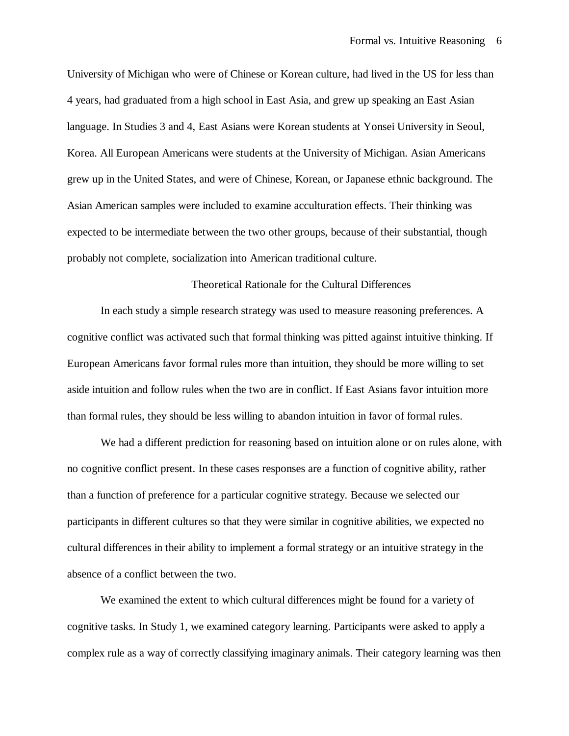University of Michigan who were of Chinese or Korean culture, had lived in the US for less than 4 years, had graduated from a high school in East Asia, and grew up speaking an East Asian language. In Studies 3 and 4, East Asians were Korean students at Yonsei University in Seoul, Korea. All European Americans were students at the University of Michigan. Asian Americans grew up in the United States, and were of Chinese, Korean, or Japanese ethnic background. The Asian American samples were included to examine acculturation effects. Their thinking was expected to be intermediate between the two other groups, because of their substantial, though probably not complete, socialization into American traditional culture.

## Theoretical Rationale for the Cultural Differences

In each study a simple research strategy was used to measure reasoning preferences. A cognitive conflict was activated such that formal thinking was pitted against intuitive thinking. If European Americans favor formal rules more than intuition, they should be more willing to set aside intuition and follow rules when the two are in conflict. If East Asians favor intuition more than formal rules, they should be less willing to abandon intuition in favor of formal rules.

We had a different prediction for reasoning based on intuition alone or on rules alone, with no cognitive conflict present. In these cases responses are a function of cognitive ability, rather than a function of preference for a particular cognitive strategy. Because we selected our participants in different cultures so that they were similar in cognitive abilities, we expected no cultural differences in their ability to implement a formal strategy or an intuitive strategy in the absence of a conflict between the two.

We examined the extent to which cultural differences might be found for a variety of cognitive tasks. In Study 1, we examined category learning. Participants were asked to apply a complex rule as a way of correctly classifying imaginary animals. Their category learning was then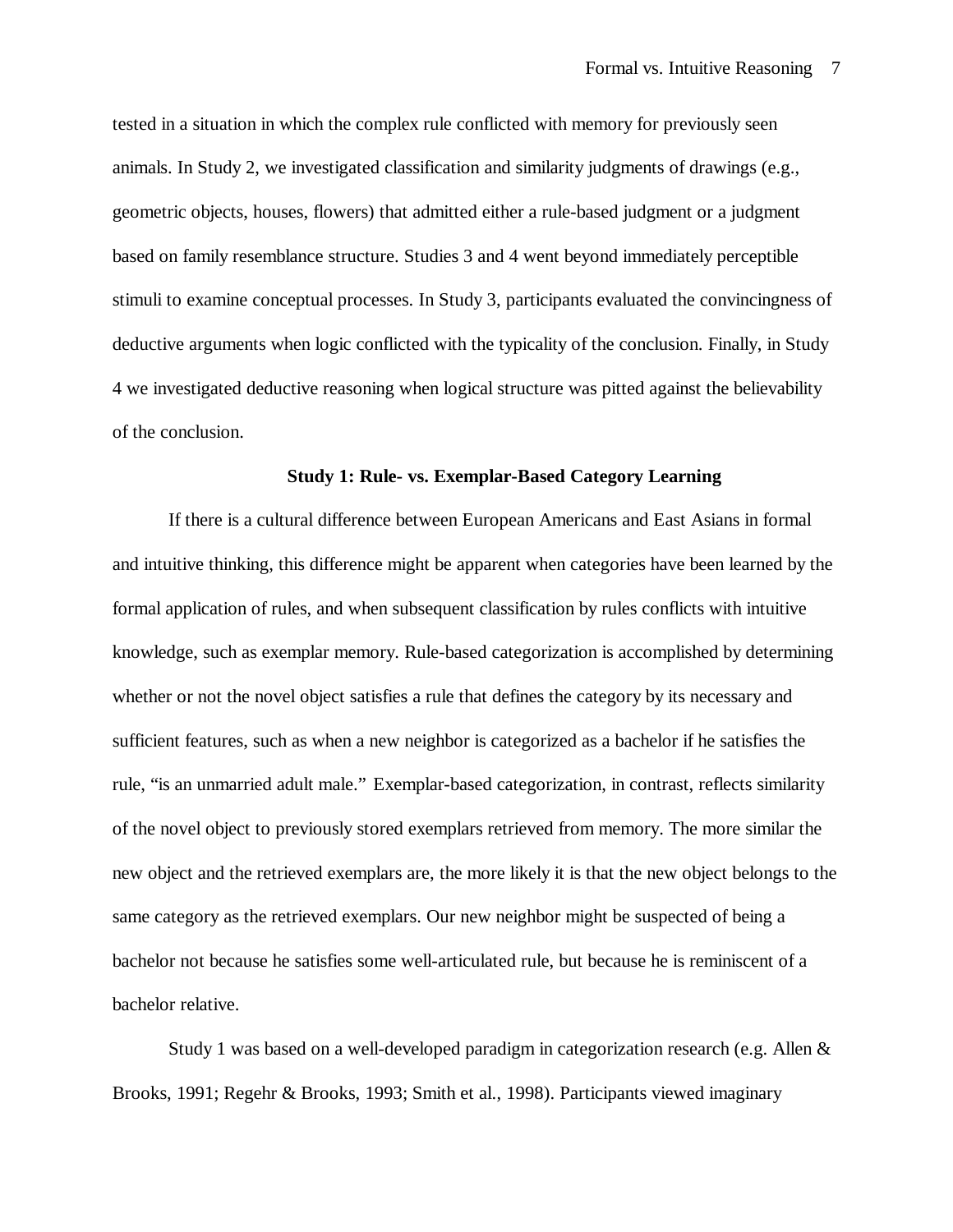tested in a situation in which the complex rule conflicted with memory for previously seen animals. In Study 2, we investigated classification and similarity judgments of drawings (e.g., geometric objects, houses, flowers) that admitted either a rule-based judgment or a judgment based on family resemblance structure. Studies 3 and 4 went beyond immediately perceptible stimuli to examine conceptual processes. In Study 3, participants evaluated the convincingness of deductive arguments when logic conflicted with the typicality of the conclusion. Finally, in Study 4 we investigated deductive reasoning when logical structure was pitted against the believability of the conclusion.

## Study 1: Rule- vs. Exemplar-Based Category Learning

If there is a cultural difference between European Americans and East Asians in formal and intuitive thinking, this difference might be apparent when categories have been learned by the formal application of rules, and when subsequent classification by rules conflicts with intuitive knowledge, such as exemplar memory. Rule-based categorization is accomplished by determining whether or not the novel object satisfies a rule that defines the category by its necessary and sufficient features, such as when a new neighbor is categorized as a bachelor if he satisfies the rule, "is an unmarried adult male." Exemplar-based categorization, in contrast, reflects similarity of the novel object to previously stored exemplars retrieved from memory. The more similar the new object and the retrieved exemplars are, the more likely it is that the new object belongs to the same category as the retrieved exemplars. Our new neighbor might be suspected of being a bachelor not because he satisfies some well-articulated rule, but because he is reminiscent of a bachelor relative.

Study 1 was based on a well-developed paradigm in categorization research (e.g. Allen & Brooks, 1991; Regehr & Brooks, 1993; Smith et al., 1998). Participants viewed imaginary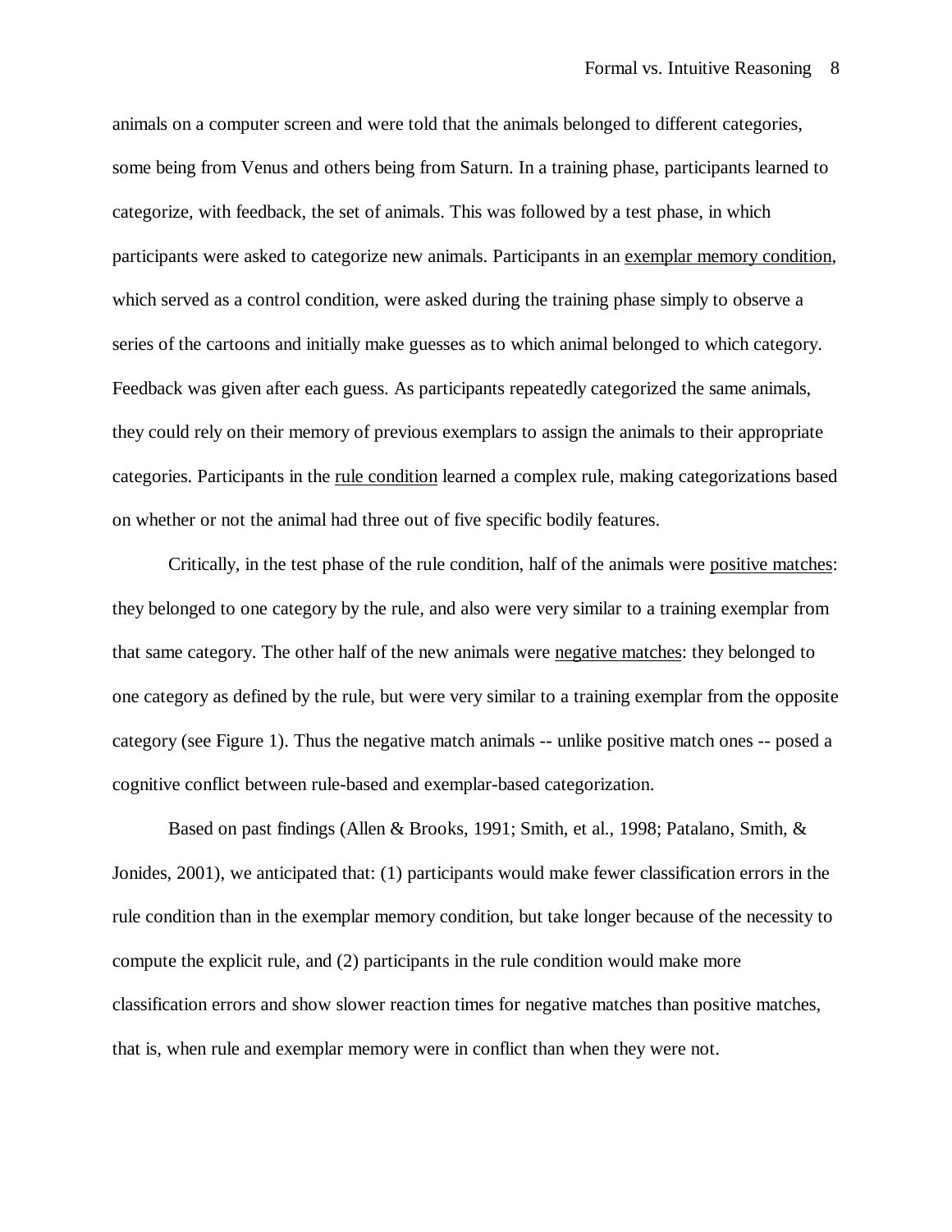animals on a computer screen and were told that the animals belonged to different categories, some being from Venus and others being from Saturn. In a training phase, participants learned to categorize, with feedback, the set of animals. This was followed by a test phase, in which participants were asked to categorize new animals. Participants in an <u>exemplar memory condition</u>, which served as a control condition, were asked during the training phase simply to observe a series of the cartoons and initially make guesses as to which animal belonged to which category. Feedback was given after each guess. As participants repeatedly categorized the same animals, they could rely on their memory of previous exemplars to assign the animals to their appropriate categories. Participants in the <u>rule condition</u> learned a complex rule, making categorizations based on whether or not the animal had three out of five specific bodily features.

Critically, in the test phase of the rule condition, half of the animals were <u>positive matches</u>: they belonged to one category by the rule, and also were very similar to a training exemplar from that same category. The other half of the new animals were <u>negative matches</u>: they belonged to one category as defined by the rule, but were very similar to a training exemplar from the opposite category (see Figure 1). Thus the negative match animals -- unlike positive match ones -- posed a cognitive conflict between rule-based and exemplar-based categorization.

Based on past findings (Allen & Brooks, 1991; Smith, et al., 1998; Patalano, Smith, & Jonides, 2001), we anticipated that: (1) participants would make fewer classification errors in the rule condition than in the exemplar memory condition, but take longer because of the necessity to compute the explicit rule, and (2) participants in the rule condition would make more classification errors and show slower reaction times for negative matches than positive matches, that is, when rule and exemplar memory were in conflict than when they were not.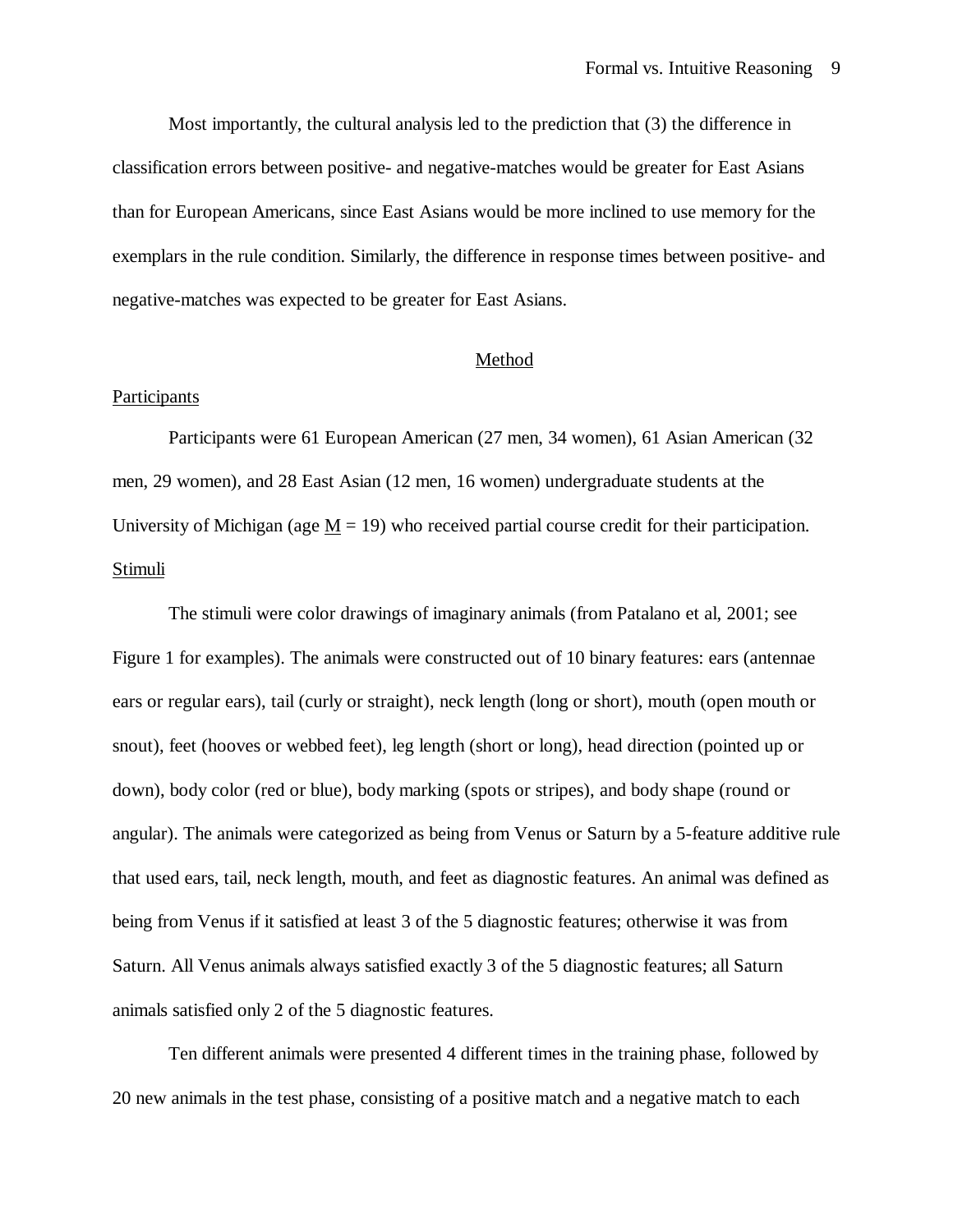Most importantly, the cultural analysis led to the prediction that (3) the difference in classification errors between positive- and negative-matches would be greater for East Asians than for European Americans, since East Asians would be more inclined to use memory for the exemplars in the rule condition. Similarly, the difference in response times between positive- and negative-matches was expected to be greater for East Asians.

## Method

### Participants

Participants were 61 European American (27 men, 34 women), 61 Asian American (32 men, 29 women), and 28 East Asian (12 men, 16 women) undergraduate students at the University of Michigan (age M = 19) who received partial course credit for their participation.

### Stimuli

The stimuli were color drawings of imaginary animals (from Patalano et al, 2001; see Figure 1 for examples). The animals were constructed out of 10 binary features: ears (antennae ears or regular ears), tail (curly or straight), neck length (long or short), mouth (open mouth or snout), feet (hooves or webbed feet), leg length (short or long), head direction (pointed up or down), body color (red or blue), body marking (spots or stripes), and body shape (round or angular). The animals were categorized as being from Venus or Saturn by a 5-feature additive rule that used ears, tail, neck length, mouth, and feet as diagnostic features. An animal was defined as being from Venus if it satisfied at least 3 of the 5 diagnostic features; otherwise it was from Saturn. All Venus animals always satisfied exactly 3 of the 5 diagnostic features; all Saturn animals satisfied only 2 of the 5 diagnostic features.

Ten different animals were presented 4 different times in the training phase, followed by 20 new animals in the test phase, consisting of a positive match and a negative match to each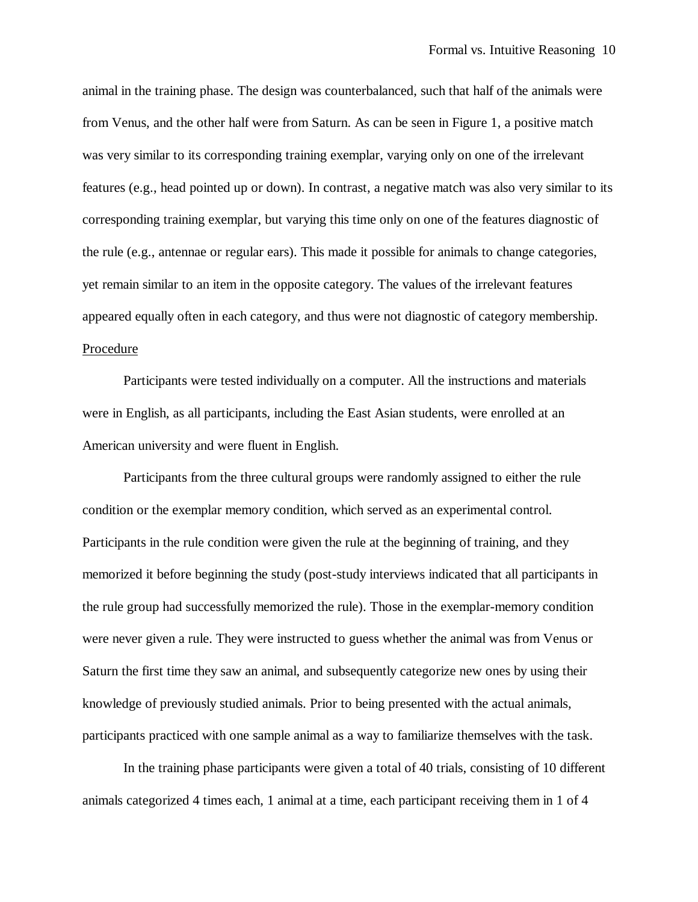animal in the training phase. The design was counterbalanced, such that half of the animals were from Venus, and the other half were from Saturn. As can be seen in Figure 1, a positive match was very similar to its corresponding training exemplar, varying only on one of the irrelevant features (e.g., head pointed up or down). In contrast, a negative match was also very similar to its corresponding training exemplar, but varying this time only on one of the features diagnostic of the rule (e.g., antennae or regular ears). This made it possible for animals to change categories, yet remain similar to an item in the opposite category. The values of the irrelevant features appeared equally often in each category, and thus were not diagnostic of category membership.

Procedure

Participants were tested individually on a computer. All the instructions and materials were in English, as all participants, including the East Asian students, were enrolled at an American university and were fluent in English.

Participants from the three cultural groups were randomly assigned to either the rule condition or the exemplar memory condition, which served as an experimental control. Participants in the rule condition were given the rule at the beginning of training, and they memorized it before beginning the study (post-study interviews indicated that all participants in the rule group had successfully memorized the rule). Those in the exemplar-memory condition were never given a rule. They were instructed to guess whether the animal was from Venus or Saturn the first time they saw an animal, and subsequently categorize new ones by using their knowledge of previously studied animals. Prior to being presented with the actual animals, participants practiced with one sample animal as a way to familiarize themselves with the task.

In the training phase participants were given a total of 40 trials, consisting of 10 different animals categorized 4 times each, 1 animal at a time, each participant receiving them in 1 of 4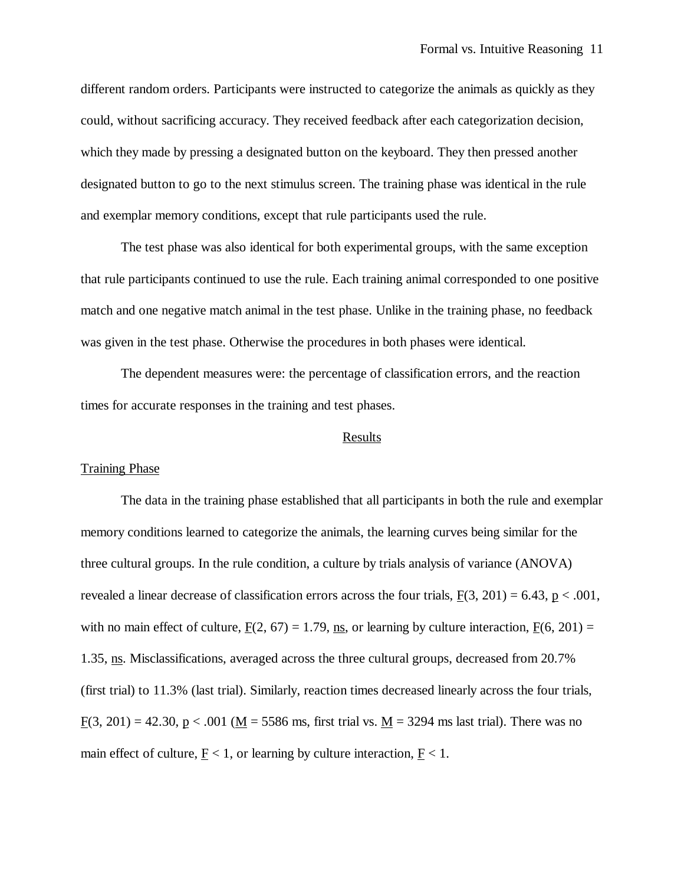different random orders. Participants were instructed to categorize the animals as quickly as they could, without sacrificing accuracy. They received feedback after each categorization decision, which they made by pressing a designated button on the keyboard. They then pressed another designated button to go to the next stimulus screen. The training phase was identical in the rule and exemplar memory conditions, except that rule participants used the rule.

The test phase was also identical for both experimental groups, with the same exception that rule participants continued to use the rule. Each training animal corresponded to one positive match and one negative match animal in the test phase. Unlike in the training phase, no feedback was given in the test phase. Otherwise the procedures in both phases were identical.

The dependent measures were: the percentage of classification errors, and the reaction times for accurate responses in the training and test phases.

## Results

### Training Phase

The data in the training phase established that all participants in both the rule and exemplar memory conditions learned to categorize the animals, the learning curves being similar for the three cultural groups. In the rule condition, a culture by trials analysis of variance (ANOVA) revealed a linear decrease of classification errors across the four trials, $F(3, 201) = 6.43$, $p < .001$, with no main effect of culture, $F(2, 67) = 1.79$, ns, or learning by culture interaction, $F(6, 201) = 1.35$, ns. Misclassifications, averaged across the three cultural groups, decreased from 20.7% (first trial) to 11.3% (last trial). Similarly, reaction times decreased linearly across the four trials, $F(3, 201) = 42.30$, $p < .001$ ($M = 5586$ ms, first trial vs. $M = 3294$ ms last trial). There was no main effect of culture, $F < 1$, or learning by culture interaction, $F < 1$.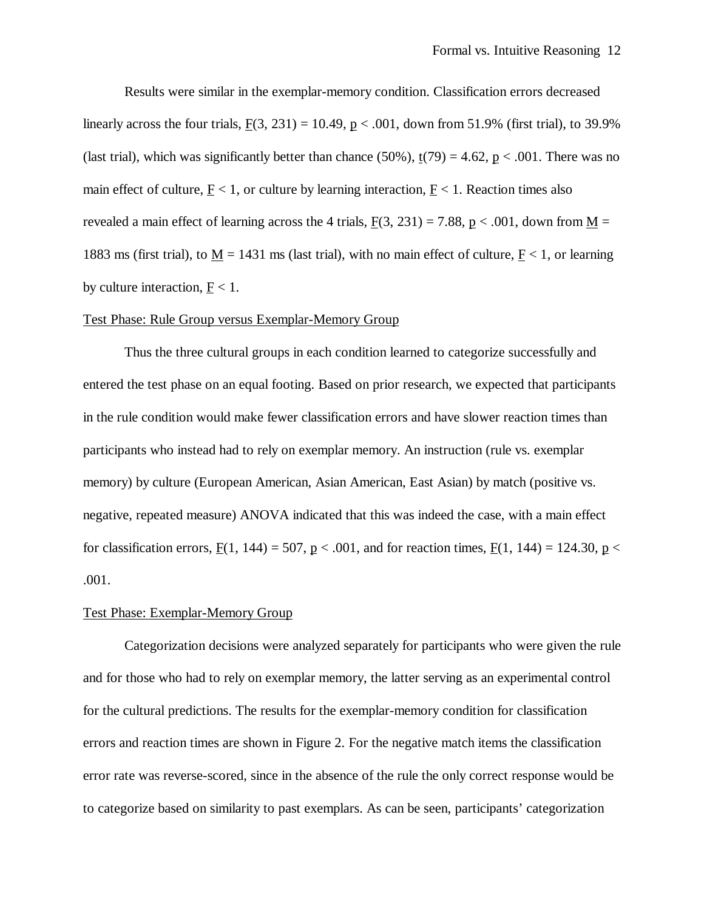Results were similar in the exemplar-memory condition. Classification errors decreased linearly across the four trials, $F(3, 231) = 10.49$, $p < .001$, down from 51.9% (first trial), to 39.9% (last trial), which was significantly better than chance (50%), $t(79) = 4.62$, $p < .001$. There was no main effect of culture, $F < 1$, or culture by learning interaction, $F < 1$. Reaction times also revealed a main effect of learning across the 4 trials, $F(3, 231) = 7.88$, $p < .001$, down from $M = 1883$ ms (first trial), to $M = 1431$ ms (last trial), with no main effect of culture, $F < 1$, or learning by culture interaction, $F < 1$.

## Test Phase: Rule Group versus Exemplar-Memory Group

Thus the three cultural groups in each condition learned to categorize successfully and entered the test phase on an equal footing. Based on prior research, we expected that participants in the rule condition would make fewer classification errors and have slower reaction times than participants who instead had to rely on exemplar memory. An instruction (rule vs. exemplar memory) by culture (European American, Asian American, East Asian) by match (positive vs. negative, repeated measure) ANOVA indicated that this was indeed the case, with a main effect for classification errors, $F(1, 144) = 507$, $p < .001$, and for reaction times, $F(1, 144) = 124.30$, $p < .001$.

## Test Phase: Exemplar-Memory Group

Categorization decisions were analyzed separately for participants who were given the rule and for those who had to rely on exemplar memory, the latter serving as an experimental control for the cultural predictions. The results for the exemplar-memory condition for classification errors and reaction times are shown in Figure 2. For the negative match items the classification error rate was reverse-scored, since in the absence of the rule the only correct response would be to categorize based on similarity to past exemplars. As can be seen, participants' categorization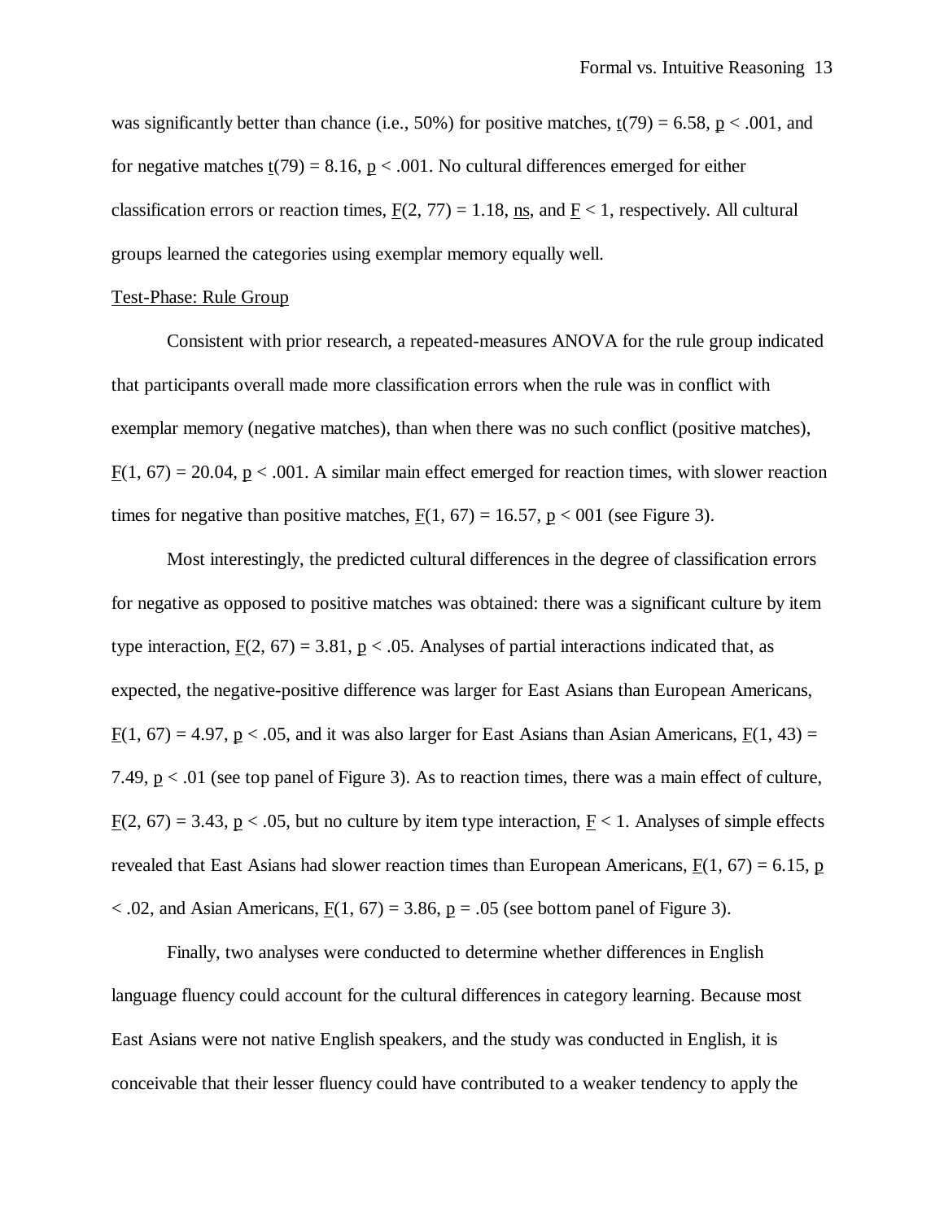was significantly better than chance (i.e., 50%) for positive matches, $t(79) = 6.58$, $p < .001$, and for negative matches $t(79) = 8.16$, $p < .001$. No cultural differences emerged for either classification errors or reaction times, $F(2, 77) = 1.18$, ns, and $F < 1$, respectively. All cultural groups learned the categories using exemplar memory equally well.

## Test-Phase: Rule Group

Consistent with prior research, a repeated-measures ANOVA for the rule group indicated that participants overall made more classification errors when the rule was in conflict with exemplar memory (negative matches), than when there was no such conflict (positive matches), $F(1, 67) = 20.04$, $p < .001$. A similar main effect emerged for reaction times, with slower reaction times for negative than positive matches, $F(1, 67) = 16.57$, $p < 001$ (see Figure 3).

Most interestingly, the predicted cultural differences in the degree of classification errors for negative as opposed to positive matches was obtained: there was a significant culture by item type interaction, $F(2, 67) = 3.81$, $p < .05$. Analyses of partial interactions indicated that, as expected, the negative-positive difference was larger for East Asians than European Americans, $F(1, 67) = 4.97$, $p < .05$, and it was also larger for East Asians than Asian Americans, $F(1, 43) = 7.49$, $p < .01$ (see top panel of Figure 3). As to reaction times, there was a main effect of culture, $F(2, 67) = 3.43$, $p < .05$, but no culture by item type interaction, $F < 1$. Analyses of simple effects revealed that East Asians had slower reaction times than European Americans, $F(1, 67) = 6.15$, $p < .02$, and Asian Americans, $F(1, 67) = 3.86$, $p = .05$ (see bottom panel of Figure 3).

Finally, two analyses were conducted to determine whether differences in English language fluency could account for the cultural differences in category learning. Because most East Asians were not native English speakers, and the study was conducted in English, it is conceivable that their lesser fluency could have contributed to a weaker tendency to apply the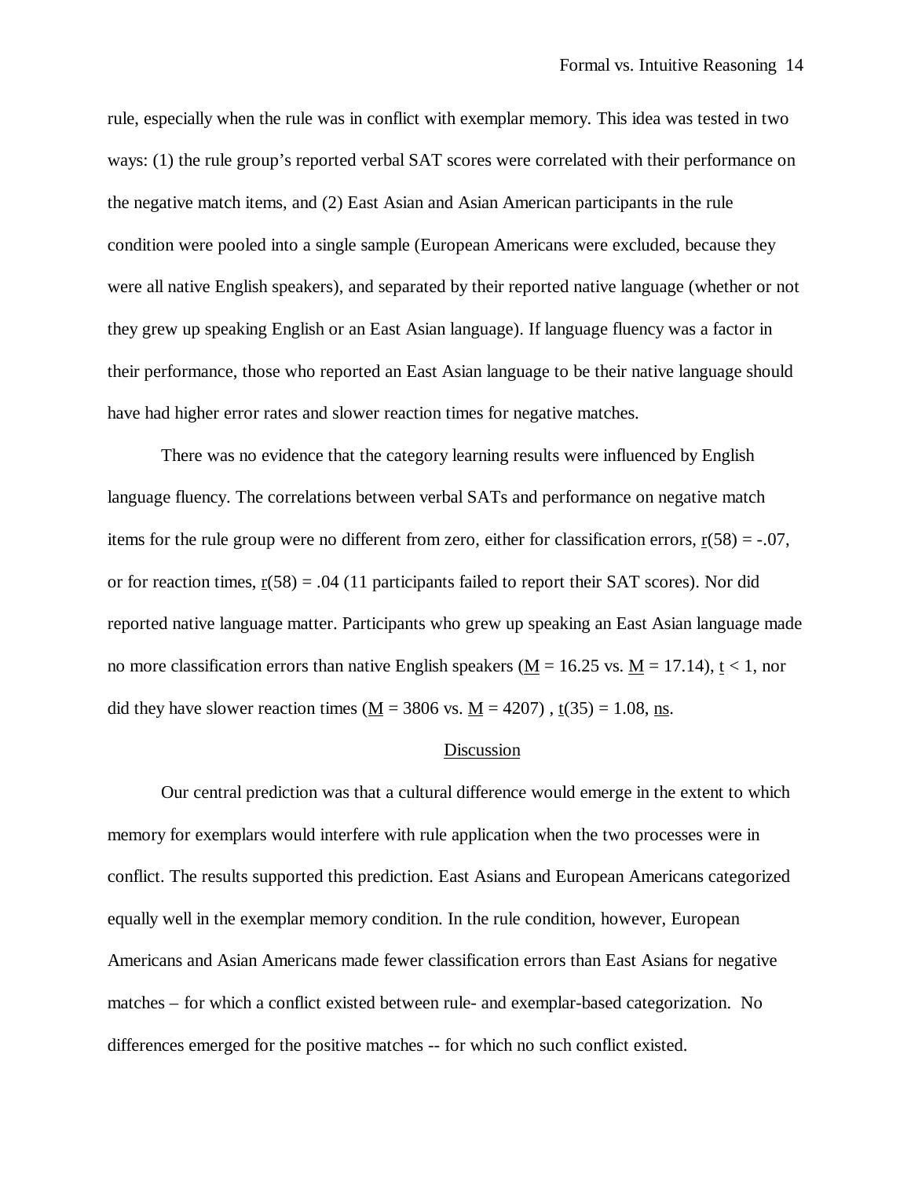rule, especially when the rule was in conflict with exemplar memory. This idea was tested in two ways: (1) the rule group's reported verbal SAT scores were correlated with their performance on the negative match items, and (2) East Asian and Asian American participants in the rule condition were pooled into a single sample (European Americans were excluded, because they were all native English speakers), and separated by their reported native language (whether or not they grew up speaking English or an East Asian language). If language fluency was a factor in their performance, those who reported an East Asian language to be their native language should have had higher error rates and slower reaction times for negative matches.

There was no evidence that the category learning results were influenced by English language fluency. The correlations between verbal SATs and performance on negative match items for the rule group were no different from zero, either for classification errors, $r(58) = -.07$, or for reaction times, $r(58) = .04$ (11 participants failed to report their SAT scores). Nor did reported native language matter. Participants who grew up speaking an East Asian language made no more classification errors than native English speakers ($M = 16.25$ vs. $M = 17.14$), $t < 1$, nor did they have slower reaction times ($M = 3806$ vs. $M = 4207$) , $t(35) = 1.08$, ns.

## Discussion

Our central prediction was that a cultural difference would emerge in the extent to which memory for exemplars would interfere with rule application when the two processes were in conflict. The results supported this prediction. East Asians and European Americans categorized equally well in the exemplar memory condition. In the rule condition, however, European Americans and Asian Americans made fewer classification errors than East Asians for negative matches – for which a conflict existed between rule- and exemplar-based categorization. No differences emerged for the positive matches -- for which no such conflict existed.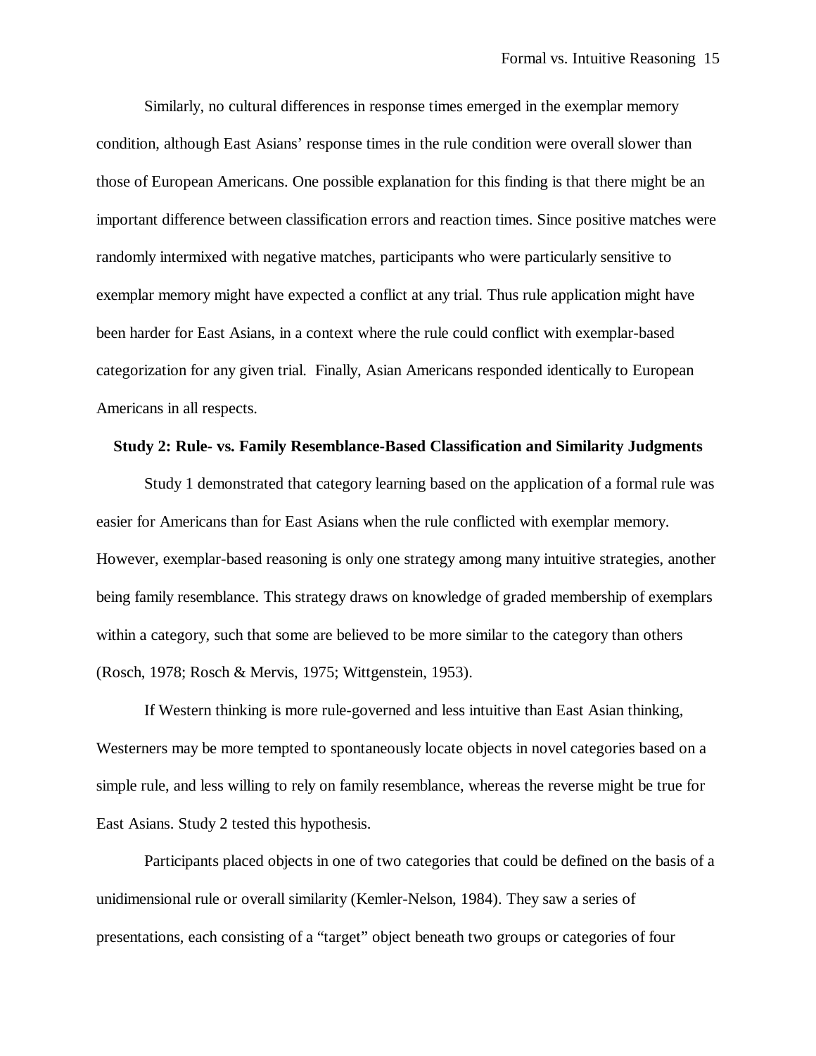Similarly, no cultural differences in response times emerged in the exemplar memory condition, although East Asians' response times in the rule condition were overall slower than those of European Americans. One possible explanation for this finding is that there might be an important difference between classification errors and reaction times. Since positive matches were randomly intermixed with negative matches, participants who were particularly sensitive to exemplar memory might have expected a conflict at any trial. Thus rule application might have been harder for East Asians, in a context where the rule could conflict with exemplar-based categorization for any given trial. Finally, Asian Americans responded identically to European Americans in all respects.

## Study 2: Rule- vs. Family Resemblance-Based Classification and Similarity Judgments

Study 1 demonstrated that category learning based on the application of a formal rule was easier for Americans than for East Asians when the rule conflicted with exemplar memory. However, exemplar-based reasoning is only one strategy among many intuitive strategies, another being family resemblance. This strategy draws on knowledge of graded membership of exemplars within a category, such that some are believed to be more similar to the category than others (Rosch, 1978; Rosch & Mervis, 1975; Wittgenstein, 1953).

If Western thinking is more rule-governed and less intuitive than East Asian thinking, Westerners may be more tempted to spontaneously locate objects in novel categories based on a simple rule, and less willing to rely on family resemblance, whereas the reverse might be true for East Asians. Study 2 tested this hypothesis.

Participants placed objects in one of two categories that could be defined on the basis of a unidimensional rule or overall similarity (Kemler-Nelson, 1984). They saw a series of presentations, each consisting of a "target" object beneath two groups or categories of four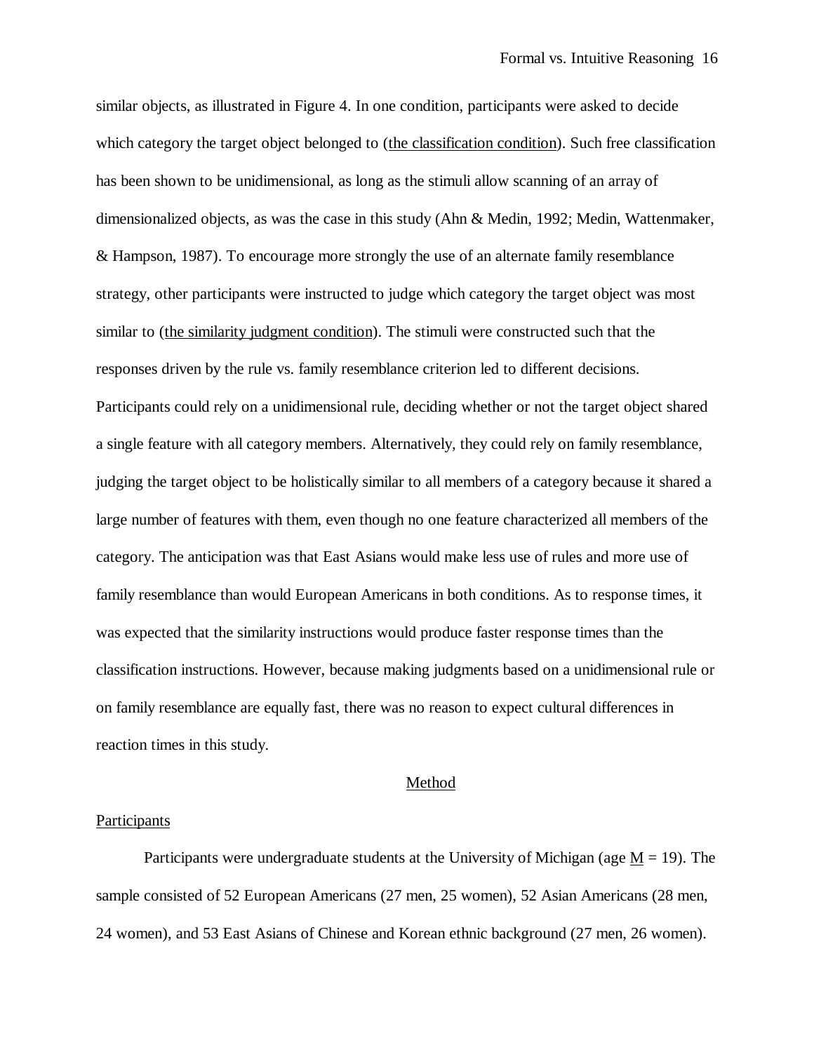similar objects, as illustrated in Figure 4. In one condition, participants were asked to decide which category the target object belonged to (the classification condition). Such free classification has been shown to be unidimensional, as long as the stimuli allow scanning of an array of dimensionalized objects, as was the case in this study (Ahn & Medin, 1992; Medin, Wattenmaker, & Hampson, 1987). To encourage more strongly the use of an alternate family resemblance strategy, other participants were instructed to judge which category the target object was most similar to (the similarity judgment condition). The stimuli were constructed such that the responses driven by the rule vs. family resemblance criterion led to different decisions. Participants could rely on a unidimensional rule, deciding whether or not the target object shared a single feature with all category members. Alternatively, they could rely on family resemblance, judging the target object to be holistically similar to all members of a category because it shared a large number of features with them, even though no one feature characterized all members of the category. The anticipation was that East Asians would make less use of rules and more use of family resemblance than would European Americans in both conditions. As to response times, it was expected that the similarity instructions would produce faster response times than the classification instructions. However, because making judgments based on a unidimensional rule or on family resemblance are equally fast, there was no reason to expect cultural differences in reaction times in this study.

## Method

### Participants

Participants were undergraduate students at the University of Michigan (age M = 19). The sample consisted of 52 European Americans (27 men, 25 women), 52 Asian Americans (28 men, 24 women), and 53 East Asians of Chinese and Korean ethnic background (27 men, 26 women).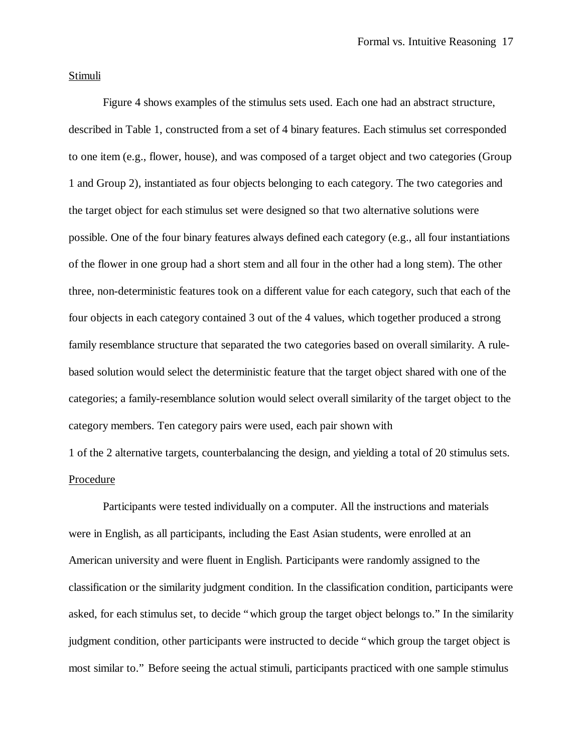## Stimuli

Figure 4 shows examples of the stimulus sets used. Each one had an abstract structure, described in Table 1, constructed from a set of 4 binary features. Each stimulus set corresponded to one item (e.g., flower, house), and was composed of a target object and two categories (Group 1 and Group 2), instantiated as four objects belonging to each category. The two categories and the target object for each stimulus set were designed so that two alternative solutions were possible. One of the four binary features always defined each category (e.g., all four instantiations of the flower in one group had a short stem and all four in the other had a long stem). The other three, non-deterministic features took on a different value for each category, such that each of the four objects in each category contained 3 out of the 4 values, which together produced a strong family resemblance structure that separated the two categories based on overall similarity. A rule-based solution would select the deterministic feature that the target object shared with one of the categories; a family-resemblance solution would select overall similarity of the target object to the category members. Ten category pairs were used, each pair shown with 1 of the 2 alternative targets, counterbalancing the design, and yielding a total of 20 stimulus sets.

## Procedure

Participants were tested individually on a computer. All the instructions and materials were in English, as all participants, including the East Asian students, were enrolled at an American university and were fluent in English. Participants were randomly assigned to the classification or the similarity judgment condition. In the classification condition, participants were asked, for each stimulus set, to decide "which group the target object belongs to." In the similarity judgment condition, other participants were instructed to decide "which group the target object is most similar to." Before seeing the actual stimuli, participants practiced with one sample stimulus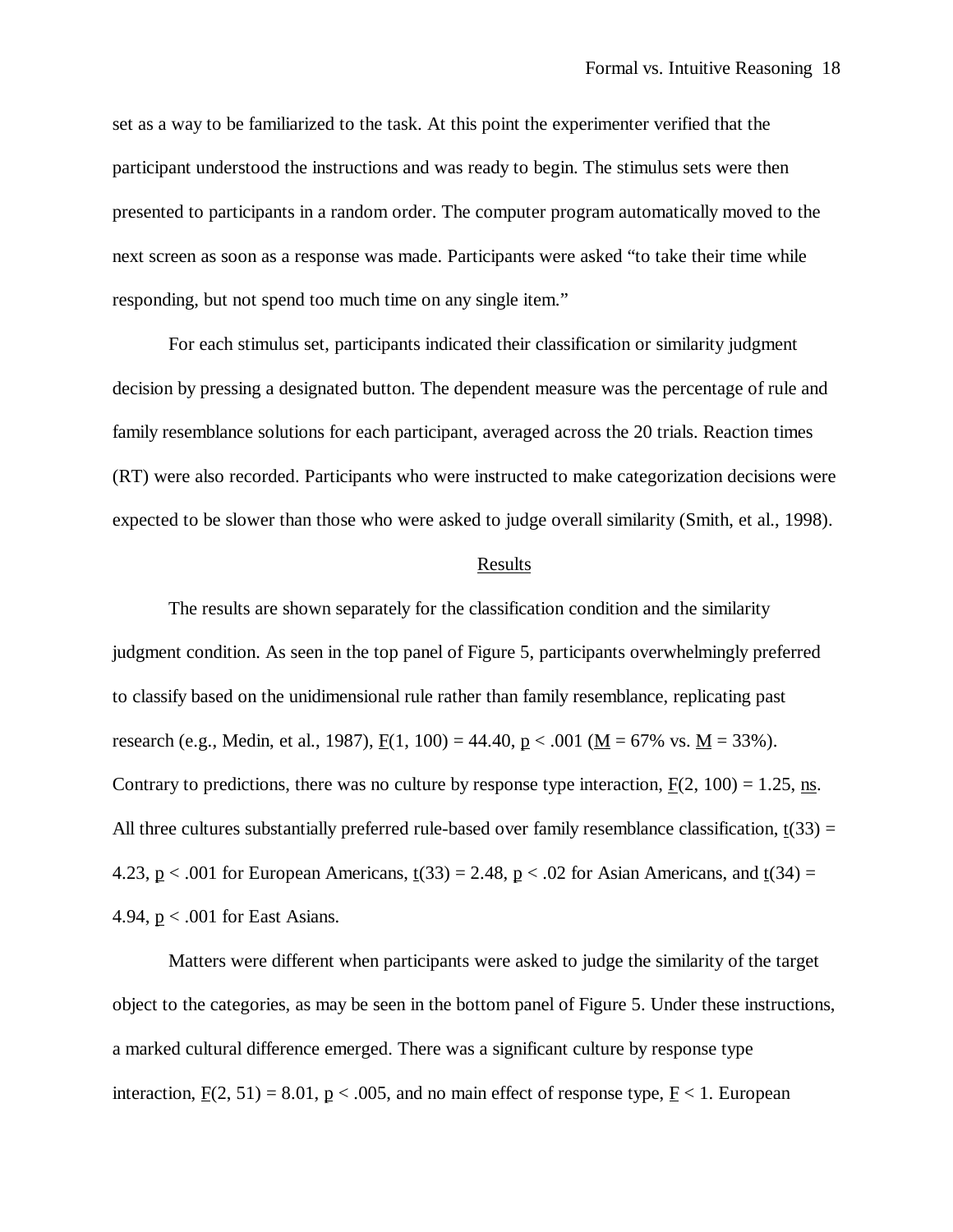set as a way to be familiarized to the task. At this point the experimenter verified that the participant understood the instructions and was ready to begin. The stimulus sets were then presented to participants in a random order. The computer program automatically moved to the next screen as soon as a response was made. Participants were asked "to take their time while responding, but not spend too much time on any single item."

For each stimulus set, participants indicated their classification or similarity judgment decision by pressing a designated button. The dependent measure was the percentage of rule and family resemblance solutions for each participant, averaged across the 20 trials. Reaction times (RT) were also recorded. Participants who were instructed to make categorization decisions were expected to be slower than those who were asked to judge overall similarity (Smith, et al., 1998).

## Results

The results are shown separately for the classification condition and the similarity judgment condition. As seen in the top panel of Figure 5, participants overwhelmingly preferred to classify based on the unidimensional rule rather than family resemblance, replicating past research (e.g., Medin, et al., 1987), $F(1, 100) = 44.40$, $p < .001$ ($M = 67\%$ vs. $M = 33\%$). Contrary to predictions, there was no culture by response type interaction, $F(2, 100) = 1.25$, ns. All three cultures substantially preferred rule-based over family resemblance classification, $t(33) = 4.23$, $p < .001$ for European Americans, $t(33) = 2.48$, $p < .02$ for Asian Americans, and $t(34) = 4.94$, $p < .001$ for East Asians.

Matters were different when participants were asked to judge the similarity of the target object to the categories, as may be seen in the bottom panel of Figure 5. Under these instructions, a marked cultural difference emerged. There was a significant culture by response type interaction, $F(2, 51) = 8.01$, $p < .005$, and no main effect of response type, $F < 1$. European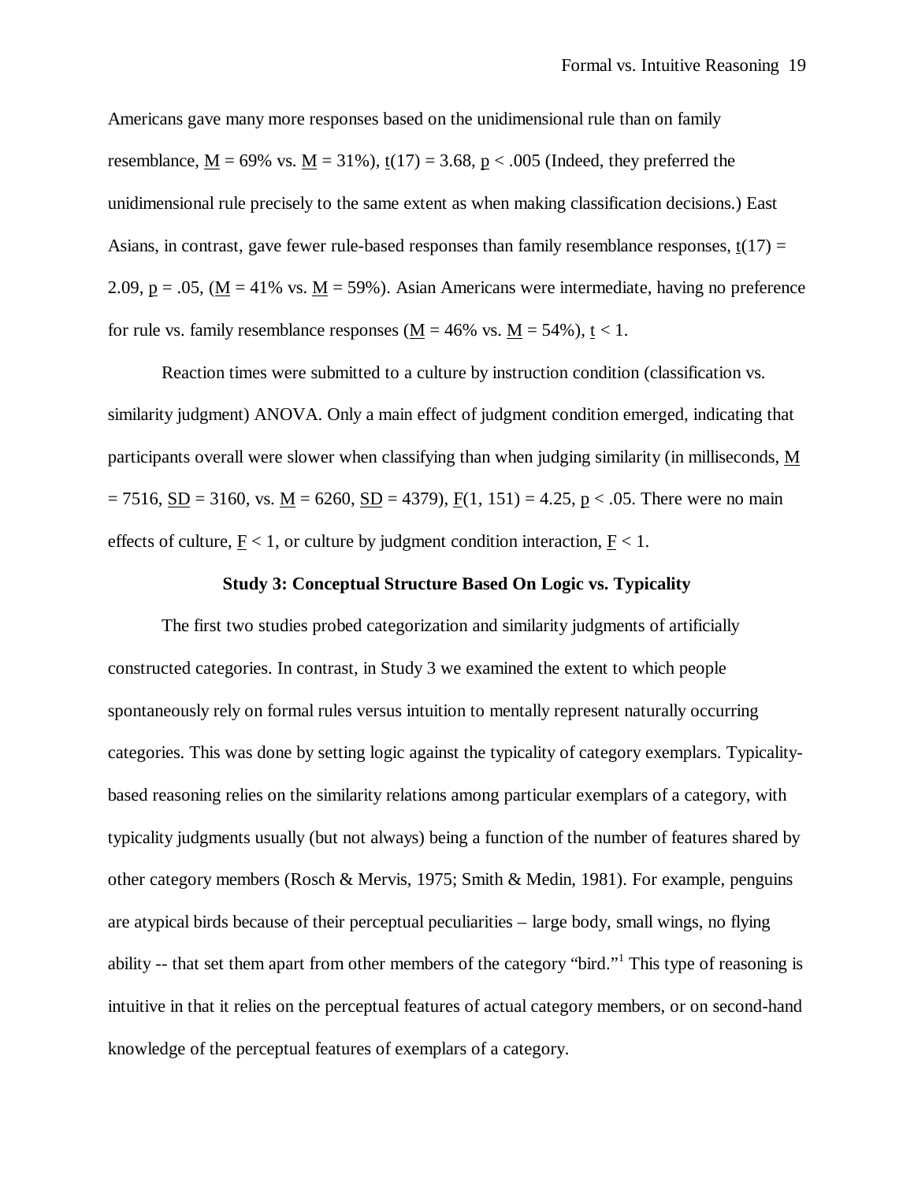Americans gave many more responses based on the unidimensional rule than on family resemblance, $\underline{M}$ = 69% vs. $\underline{M}$ = 31%), $\underline{t}(17) = 3.68$, $\underline{p} < .005$ (Indeed, they preferred the unidimensional rule precisely to the same extent as when making classification decisions.) East Asians, in contrast, gave fewer rule-based responses than family resemblance responses, $\underline{t}(17) = 2.09$, $\underline{p} = .05$, ($\underline{M}$ = 41% vs. $\underline{M}$ = 59%). Asian Americans were intermediate, having no preference for rule vs. family resemblance responses ($\underline{M}$ = 46% vs. $\underline{M}$ = 54%), $\underline{t} < 1$.

Reaction times were submitted to a culture by instruction condition (classification vs. similarity judgment) ANOVA. Only a main effect of judgment condition emerged, indicating that participants overall were slower when classifying than when judging similarity (in milliseconds, $\underline{M} = 7516$, $\underline{SD} = 3160$, vs. $\underline{M} = 6260$, $\underline{SD} = 4379$), $\underline{F}(1, 151) = 4.25$, $\underline{p} < .05$. There were no main effects of culture, $\underline{F} < 1$, or culture by judgment condition interaction, $\underline{F} < 1$.

## Study 3: Conceptual Structure Based On Logic vs. Typicality

The first two studies probed categorization and similarity judgments of artificially constructed categories. In contrast, in Study 3 we examined the extent to which people spontaneously rely on formal rules versus intuition to mentally represent naturally occurring categories. This was done by setting logic against the typicality of category exemplars. Typicality-based reasoning relies on the similarity relations among particular exemplars of a category, with typicality judgments usually (but not always) being a function of the number of features shared by other category members (Rosch & Mervis, 1975; Smith & Medin, 1981). For example, penguins are atypical birds because of their perceptual peculiarities – large body, small wings, no flying ability -- that set them apart from other members of the category "bird."[1] This type of reasoning is intuitive in that it relies on the perceptual features of actual category members, or on second-hand knowledge of the perceptual features of exemplars of a category.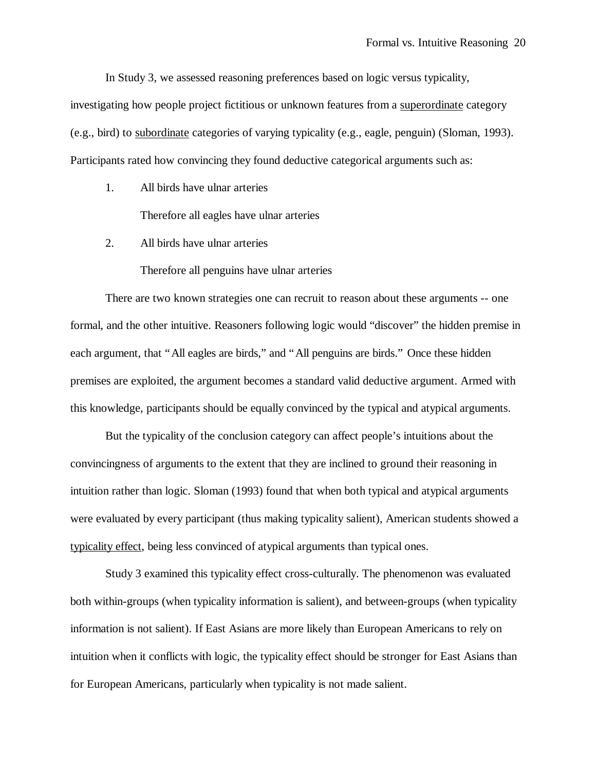In Study 3, we assessed reasoning preferences based on logic versus typicality, investigating how people project fictitious or unknown features from a superordinate category (e.g., bird) to subordinate categories of varying typicality (e.g., eagle, penguin) (Sloman, 1993). Participants rated how convincing they found deductive categorical arguments such as:

1. All birds have ulnar arteries

   Therefore all eagles have ulnar arteries

2. All birds have ulnar arteries

   Therefore all penguins have ulnar arteries

There are two known strategies one can recruit to reason about these arguments -- one formal, and the other intuitive. Reasoners following logic would "discover" the hidden premise in each argument, that "All eagles are birds," and "All penguins are birds." Once these hidden premises are exploited, the argument becomes a standard valid deductive argument. Armed with this knowledge, participants should be equally convinced by the typical and atypical arguments.

But the typicality of the conclusion category can affect people's intuitions about the convincingness of arguments to the extent that they are inclined to ground their reasoning in intuition rather than logic. Sloman (1993) found that when both typical and atypical arguments were evaluated by every participant (thus making typicality salient), American students showed a typicality effect, being less convinced of atypical arguments than typical ones.

Study 3 examined this typicality effect cross-culturally. The phenomenon was evaluated both within-groups (when typicality information is salient), and between-groups (when typicality information is not salient). If East Asians are more likely than European Americans to rely on intuition when it conflicts with logic, the typicality effect should be stronger for East Asians than for European Americans, particularly when typicality is not made salient.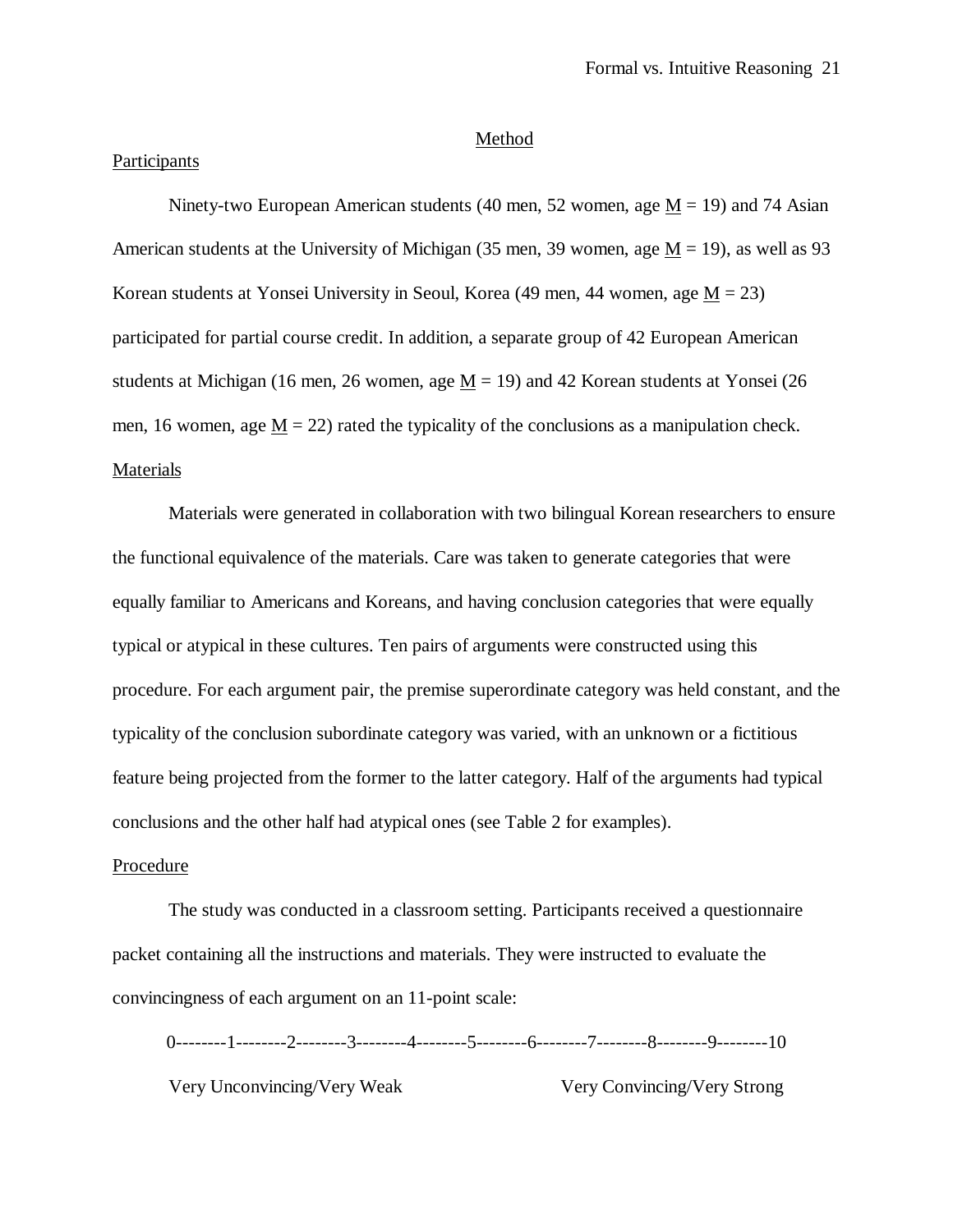## Method

### Participants

Ninety-two European American students (40 men, 52 women, age $\underline{M}$ = 19) and 74 Asian American students at the University of Michigan (35 men, 39 women, age $\underline{M}$ = 19), as well as 93 Korean students at Yonsei University in Seoul, Korea (49 men, 44 women, age $\underline{M}$ = 23) participated for partial course credit. In addition, a separate group of 42 European American students at Michigan (16 men, 26 women, age $\underline{M}$ = 19) and 42 Korean students at Yonsei (26 men, 16 women, age $\underline{M}$ = 22) rated the typicality of the conclusions as a manipulation check.

### Materials

Materials were generated in collaboration with two bilingual Korean researchers to ensure the functional equivalence of the materials. Care was taken to generate categories that were equally familiar to Americans and Koreans, and having conclusion categories that were equally typical or atypical in these cultures. Ten pairs of arguments were constructed using this procedure. For each argument pair, the premise superordinate category was held constant, and the typicality of the conclusion subordinate category was varied, with an unknown or a fictitious feature being projected from the former to the latter category. Half of the arguments had typical conclusions and the other half had atypical ones (see Table 2 for examples).

### Procedure

The study was conducted in a classroom setting. Participants received a questionnaire packet containing all the instructions and materials. They were instructed to evaluate the convincingness of each argument on an 11-point scale:

0--------1--------2--------3--------4--------5--------6--------7--------8--------9--------10

Very Unconvincing/Very Weak                              Very Convincing/Very Strong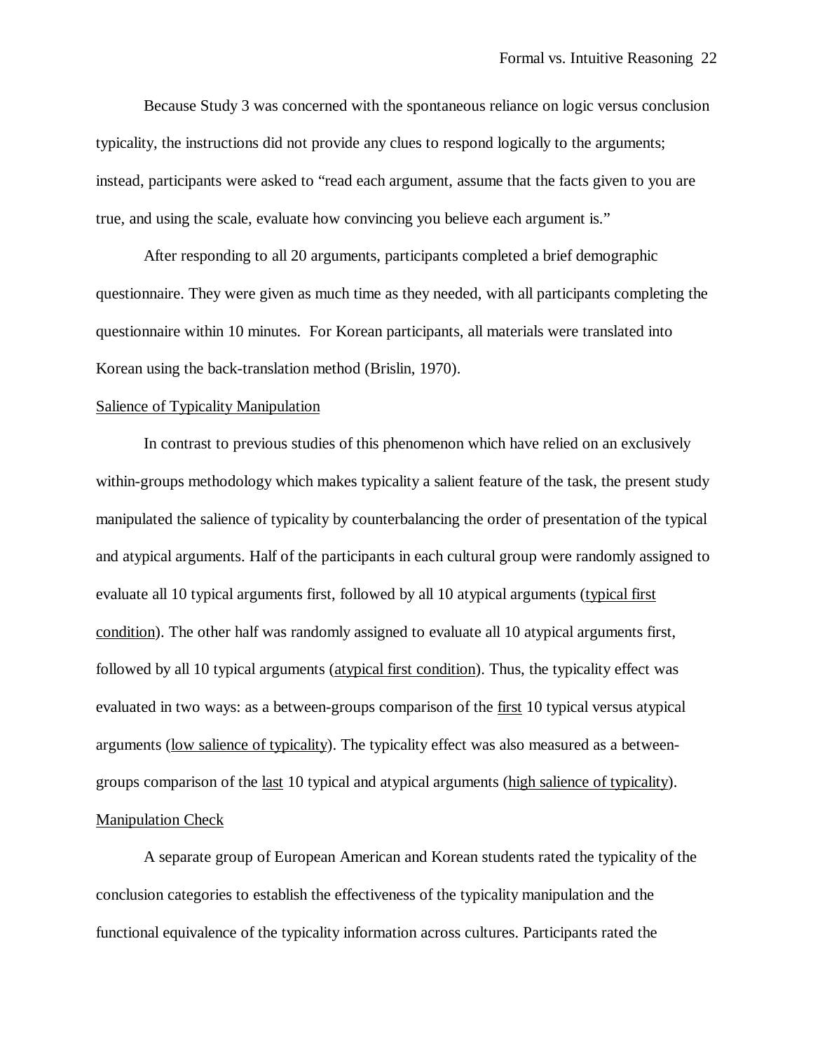Because Study 3 was concerned with the spontaneous reliance on logic versus conclusion typicality, the instructions did not provide any clues to respond logically to the arguments; instead, participants were asked to "read each argument, assume that the facts given to you are true, and using the scale, evaluate how convincing you believe each argument is."

After responding to all 20 arguments, participants completed a brief demographic questionnaire. They were given as much time as they needed, with all participants completing the questionnaire within 10 minutes. For Korean participants, all materials were translated into Korean using the back-translation method (Brislin, 1970).

## Salience of Typicality Manipulation

In contrast to previous studies of this phenomenon which have relied on an exclusively within-groups methodology which makes typicality a salient feature of the task, the present study manipulated the salience of typicality by counterbalancing the order of presentation of the typical and atypical arguments. Half of the participants in each cultural group were randomly assigned to evaluate all 10 typical arguments first, followed by all 10 atypical arguments (typical first condition). The other half was randomly assigned to evaluate all 10 atypical arguments first, followed by all 10 typical arguments (atypical first condition). Thus, the typicality effect was evaluated in two ways: as a between-groups comparison of the first 10 typical versus atypical arguments (low salience of typicality). The typicality effect was also measured as a between-groups comparison of the last 10 typical and atypical arguments (high salience of typicality).

## Manipulation Check

A separate group of European American and Korean students rated the typicality of the conclusion categories to establish the effectiveness of the typicality manipulation and the functional equivalence of the typicality information across cultures. Participants rated the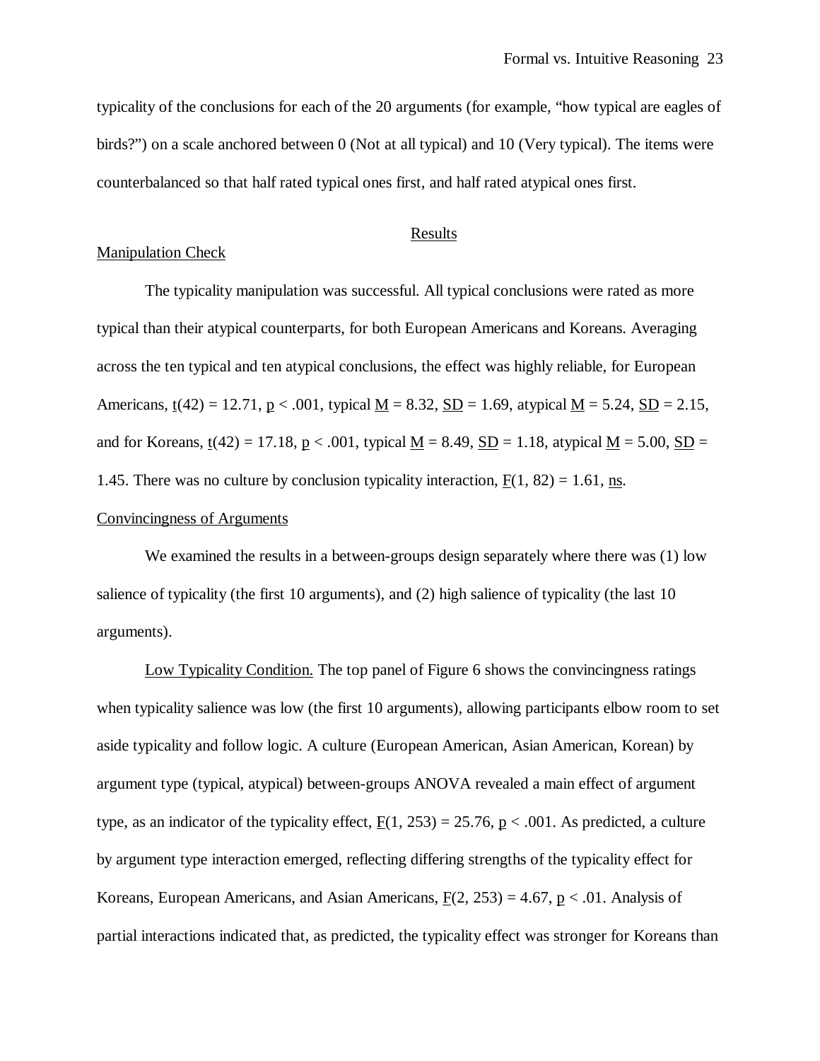typicality of the conclusions for each of the 20 arguments (for example, "how typical are eagles of birds?") on a scale anchored between 0 (Not at all typical) and 10 (Very typical). The items were counterbalanced so that half rated typical ones first, and half rated atypical ones first.

## Results

### Manipulation Check

The typicality manipulation was successful. All typical conclusions were rated as more typical than their atypical counterparts, for both European Americans and Koreans. Averaging across the ten typical and ten atypical conclusions, the effect was highly reliable, for European Americans, $t(42) = 12.71$, $p < .001$, typical $M = 8.32$, $SD = 1.69$, atypical $M = 5.24$, $SD = 2.15$, and for Koreans, $t(42) = 17.18$, $p < .001$, typical $M = 8.49$, $SD = 1.18$, atypical $M = 5.00$, $SD = 1.45$. There was no culture by conclusion typicality interaction, $F(1, 82) = 1.61$, ns.

### Convincingness of Arguments

We examined the results in a between-groups design separately where there was (1) low salience of typicality (the first 10 arguments), and (2) high salience of typicality (the last 10 arguments).

Low Typicality Condition. The top panel of Figure 6 shows the convincingness ratings when typicality salience was low (the first 10 arguments), allowing participants elbow room to set aside typicality and follow logic. A culture (European American, Asian American, Korean) by argument type (typical, atypical) between-groups ANOVA revealed a main effect of argument type, as an indicator of the typicality effect, $F(1, 253) = 25.76$, $p < .001$. As predicted, a culture by argument type interaction emerged, reflecting differing strengths of the typicality effect for Koreans, European Americans, and Asian Americans, $F(2, 253) = 4.67$, $p < .01$. Analysis of partial interactions indicated that, as predicted, the typicality effect was stronger for Koreans than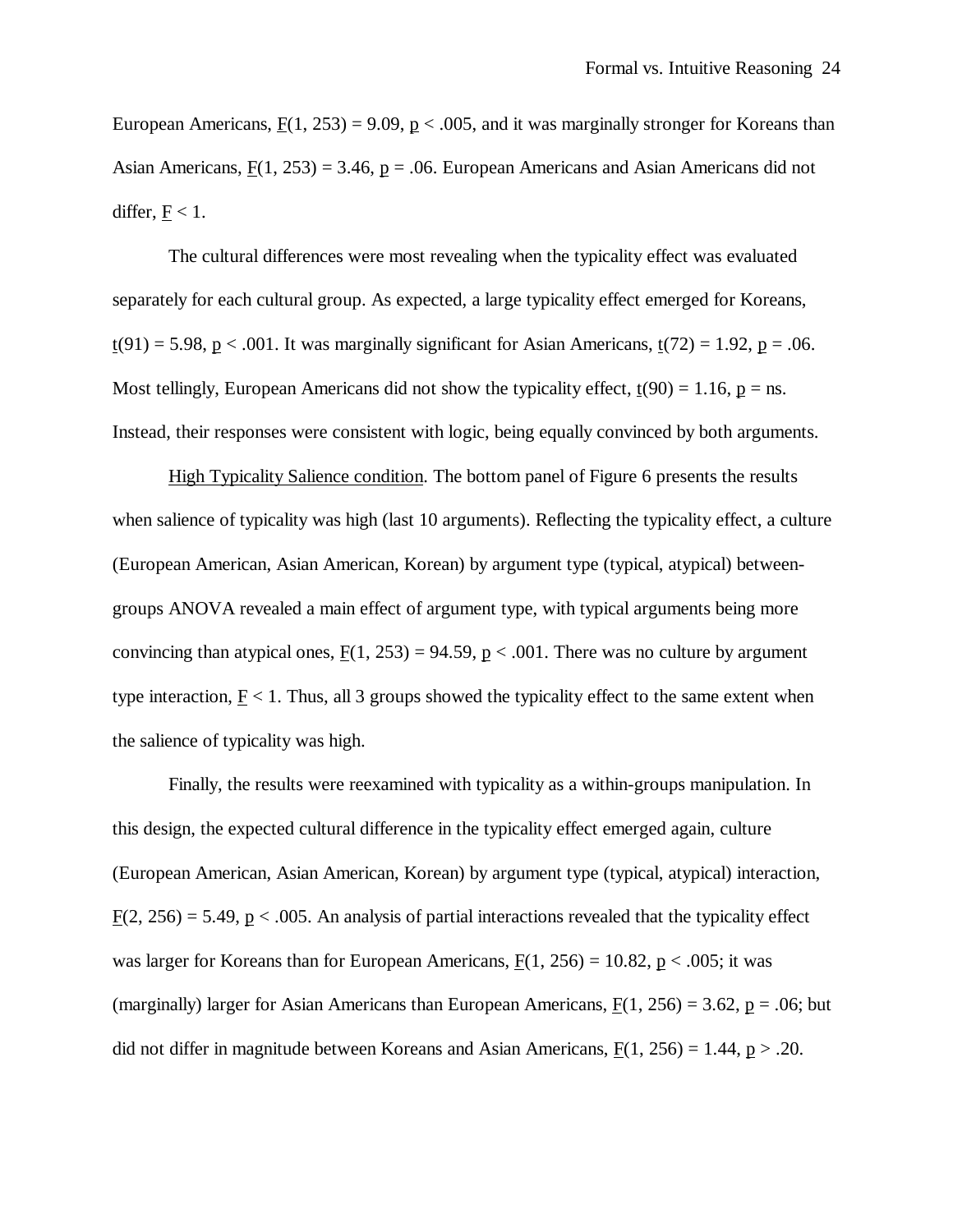European Americans, $F(1, 253) = 9.09$, $p < .005$, and it was marginally stronger for Koreans than Asian Americans, $F(1, 253) = 3.46$, $p = .06$. European Americans and Asian Americans did not differ, $F < 1$.

The cultural differences were most revealing when the typicality effect was evaluated separately for each cultural group. As expected, a large typicality effect emerged for Koreans, $t(91) = 5.98$, $p < .001$. It was marginally significant for Asian Americans, $t(72) = 1.92$, $p = .06$. Most tellingly, European Americans did not show the typicality effect, $t(90) = 1.16$, $p$ = ns. Instead, their responses were consistent with logic, being equally convinced by both arguments.

High Typicality Salience condition. The bottom panel of Figure 6 presents the results when salience of typicality was high (last 10 arguments). Reflecting the typicality effect, a culture (European American, Asian American, Korean) by argument type (typical, atypical) between-groups ANOVA revealed a main effect of argument type, with typical arguments being more convincing than atypical ones, $F(1, 253) = 94.59$, $p < .001$. There was no culture by argument type interaction, $F < 1$. Thus, all 3 groups showed the typicality effect to the same extent when the salience of typicality was high.

Finally, the results were reexamined with typicality as a within-groups manipulation. In this design, the expected cultural difference in the typicality effect emerged again, culture (European American, Asian American, Korean) by argument type (typical, atypical) interaction, $F(2, 256) = 5.49$, $p < .005$. An analysis of partial interactions revealed that the typicality effect was larger for Koreans than for European Americans, $F(1, 256) = 10.82$, $p < .005$; it was (marginally) larger for Asian Americans than European Americans, $F(1, 256) = 3.62$, $p = .06$; but did not differ in magnitude between Koreans and Asian Americans, $F(1, 256) = 1.44$, $p > .20$.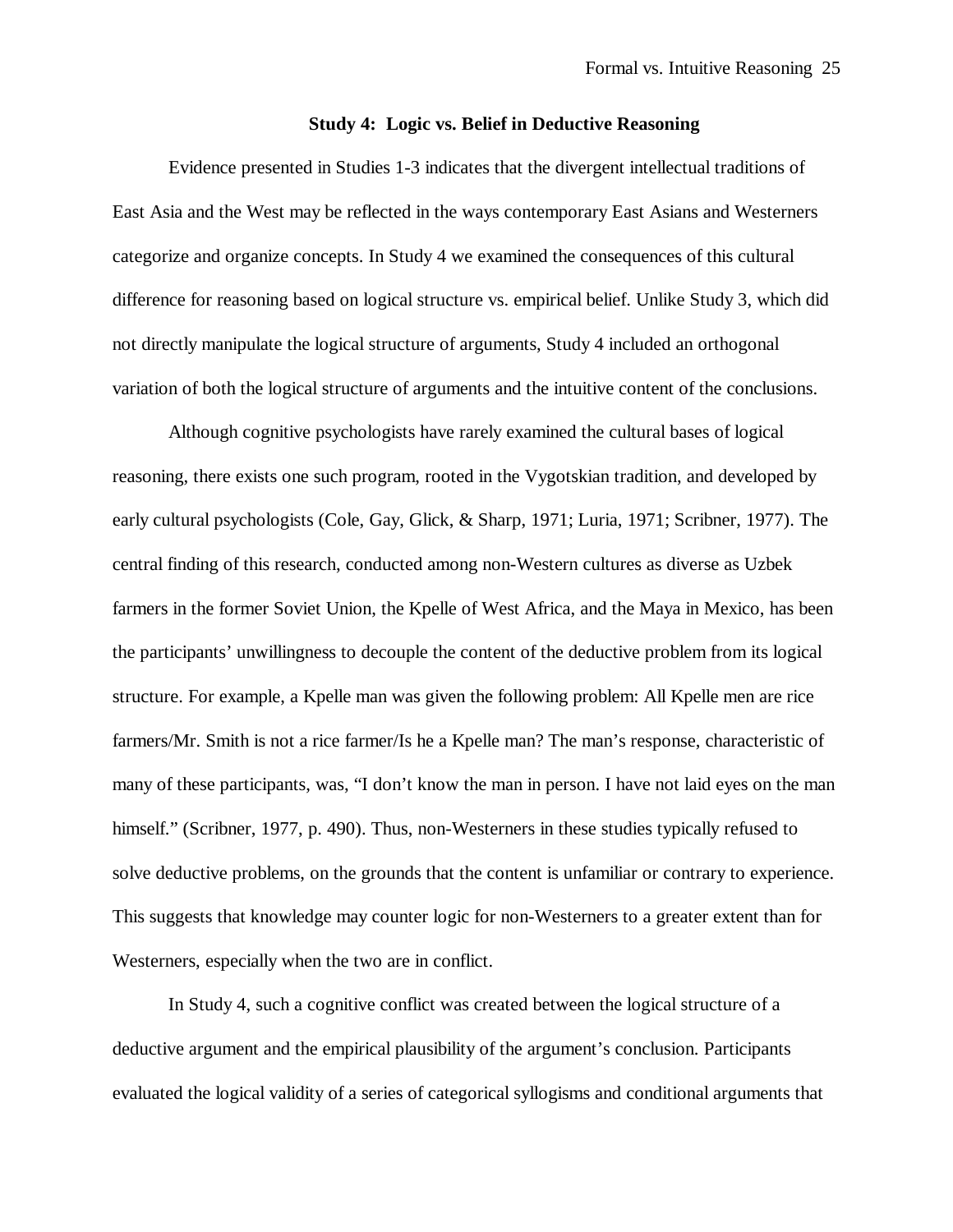## Study 4: Logic vs. Belief in Deductive Reasoning

Evidence presented in Studies 1-3 indicates that the divergent intellectual traditions of East Asia and the West may be reflected in the ways contemporary East Asians and Westerners categorize and organize concepts. In Study 4 we examined the consequences of this cultural difference for reasoning based on logical structure vs. empirical belief. Unlike Study 3, which did not directly manipulate the logical structure of arguments, Study 4 included an orthogonal variation of both the logical structure of arguments and the intuitive content of the conclusions.

Although cognitive psychologists have rarely examined the cultural bases of logical reasoning, there exists one such program, rooted in the Vygotskian tradition, and developed by early cultural psychologists (Cole, Gay, Glick, & Sharp, 1971; Luria, 1971; Scribner, 1977). The central finding of this research, conducted among non-Western cultures as diverse as Uzbek farmers in the former Soviet Union, the Kpelle of West Africa, and the Maya in Mexico, has been the participants' unwillingness to decouple the content of the deductive problem from its logical structure. For example, a Kpelle man was given the following problem: All Kpelle men are rice farmers/Mr. Smith is not a rice farmer/Is he a Kpelle man? The man's response, characteristic of many of these participants, was, "I don't know the man in person. I have not laid eyes on the man himself." (Scribner, 1977, p. 490). Thus, non-Westerners in these studies typically refused to solve deductive problems, on the grounds that the content is unfamiliar or contrary to experience. This suggests that knowledge may counter logic for non-Westerners to a greater extent than for Westerners, especially when the two are in conflict.

In Study 4, such a cognitive conflict was created between the logical structure of a deductive argument and the empirical plausibility of the argument's conclusion. Participants evaluated the logical validity of a series of categorical syllogisms and conditional arguments that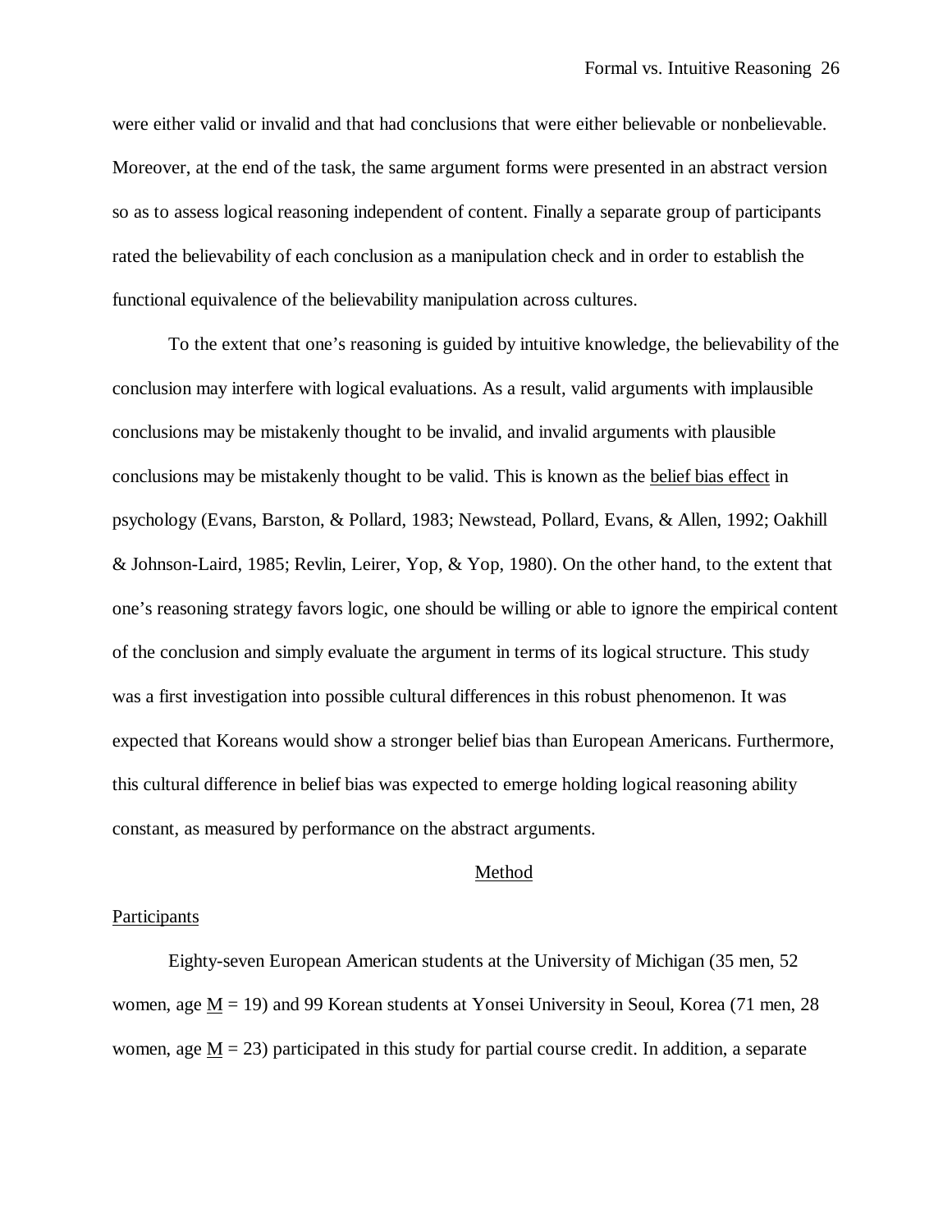were either valid or invalid and that had conclusions that were either believable or nonbelievable. Moreover, at the end of the task, the same argument forms were presented in an abstract version so as to assess logical reasoning independent of content. Finally a separate group of participants rated the believability of each conclusion as a manipulation check and in order to establish the functional equivalence of the believability manipulation across cultures.

To the extent that one's reasoning is guided by intuitive knowledge, the believability of the conclusion may interfere with logical evaluations. As a result, valid arguments with implausible conclusions may be mistakenly thought to be invalid, and invalid arguments with plausible conclusions may be mistakenly thought to be valid. This is known as the belief bias effect in psychology (Evans, Barston, & Pollard, 1983; Newstead, Pollard, Evans, & Allen, 1992; Oakhill & Johnson-Laird, 1985; Revlin, Leirer, Yop, & Yop, 1980). On the other hand, to the extent that one's reasoning strategy favors logic, one should be willing or able to ignore the empirical content of the conclusion and simply evaluate the argument in terms of its logical structure. This study was a first investigation into possible cultural differences in this robust phenomenon. It was expected that Koreans would show a stronger belief bias than European Americans. Furthermore, this cultural difference in belief bias was expected to emerge holding logical reasoning ability constant, as measured by performance on the abstract arguments.

## Method

### Participants

Eighty-seven European American students at the University of Michigan (35 men, 52 women, age $M = 19$) and 99 Korean students at Yonsei University in Seoul, Korea (71 men, 28 women, age $M = 23$) participated in this study for partial course credit. In addition, a separate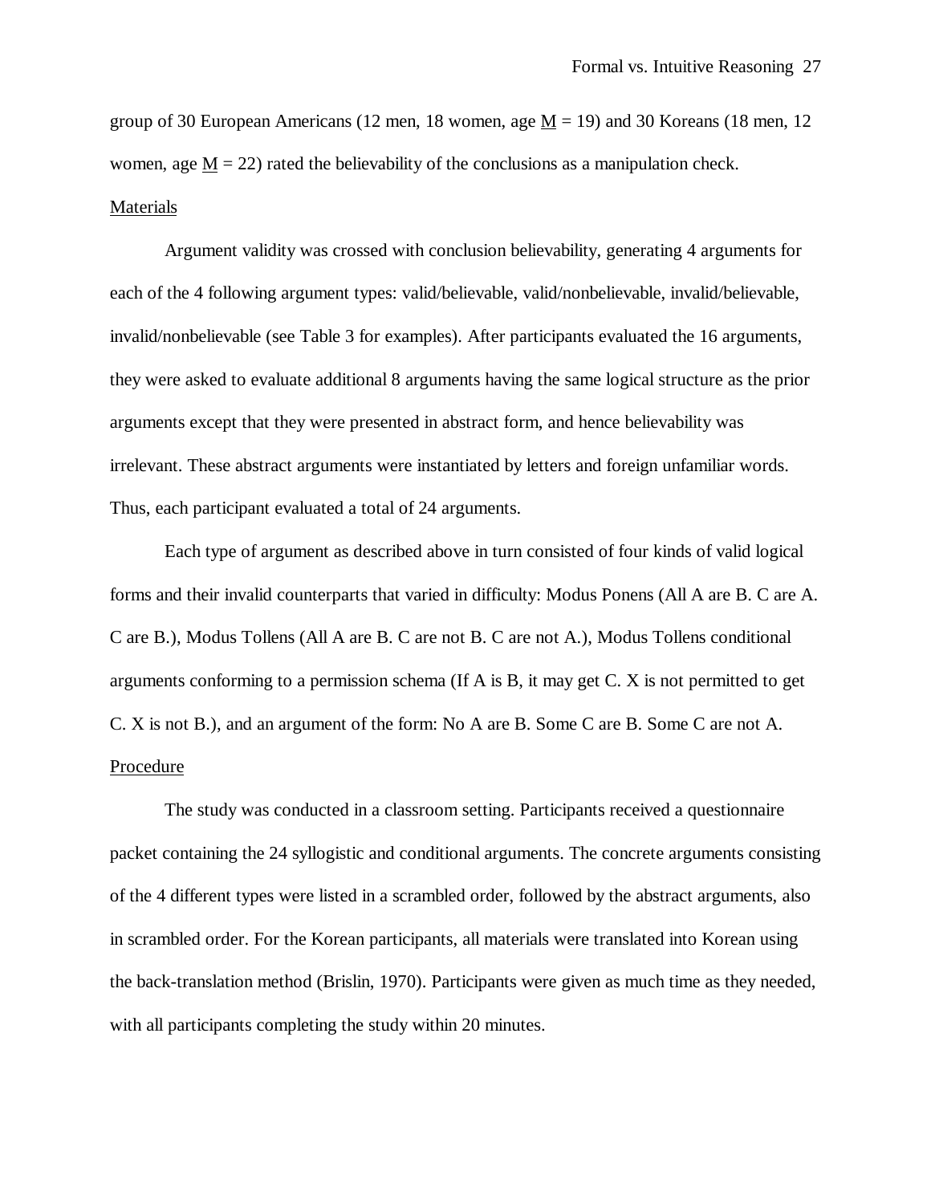group of 30 European Americans (12 men, 18 women, age M = 19) and 30 Koreans (18 men, 12 women, age M = 22) rated the believability of the conclusions as a manipulation check.

## Materials

Argument validity was crossed with conclusion believability, generating 4 arguments for each of the 4 following argument types: valid/believable, valid/nonbelievable, invalid/believable, invalid/nonbelievable (see Table 3 for examples). After participants evaluated the 16 arguments, they were asked to evaluate additional 8 arguments having the same logical structure as the prior arguments except that they were presented in abstract form, and hence believability was irrelevant. These abstract arguments were instantiated by letters and foreign unfamiliar words. Thus, each participant evaluated a total of 24 arguments.

Each type of argument as described above in turn consisted of four kinds of valid logical forms and their invalid counterparts that varied in difficulty: Modus Ponens (All A are B. C are A. C are B.), Modus Tollens (All A are B. C are not B. C are not A.), Modus Tollens conditional arguments conforming to a permission schema (If A is B, it may get C. X is not permitted to get C. X is not B.), and an argument of the form: No A are B. Some C are B. Some C are not A.

## Procedure

The study was conducted in a classroom setting. Participants received a questionnaire packet containing the 24 syllogistic and conditional arguments. The concrete arguments consisting of the 4 different types were listed in a scrambled order, followed by the abstract arguments, also in scrambled order. For the Korean participants, all materials were translated into Korean using the back-translation method (Brislin, 1970). Participants were given as much time as they needed, with all participants completing the study within 20 minutes.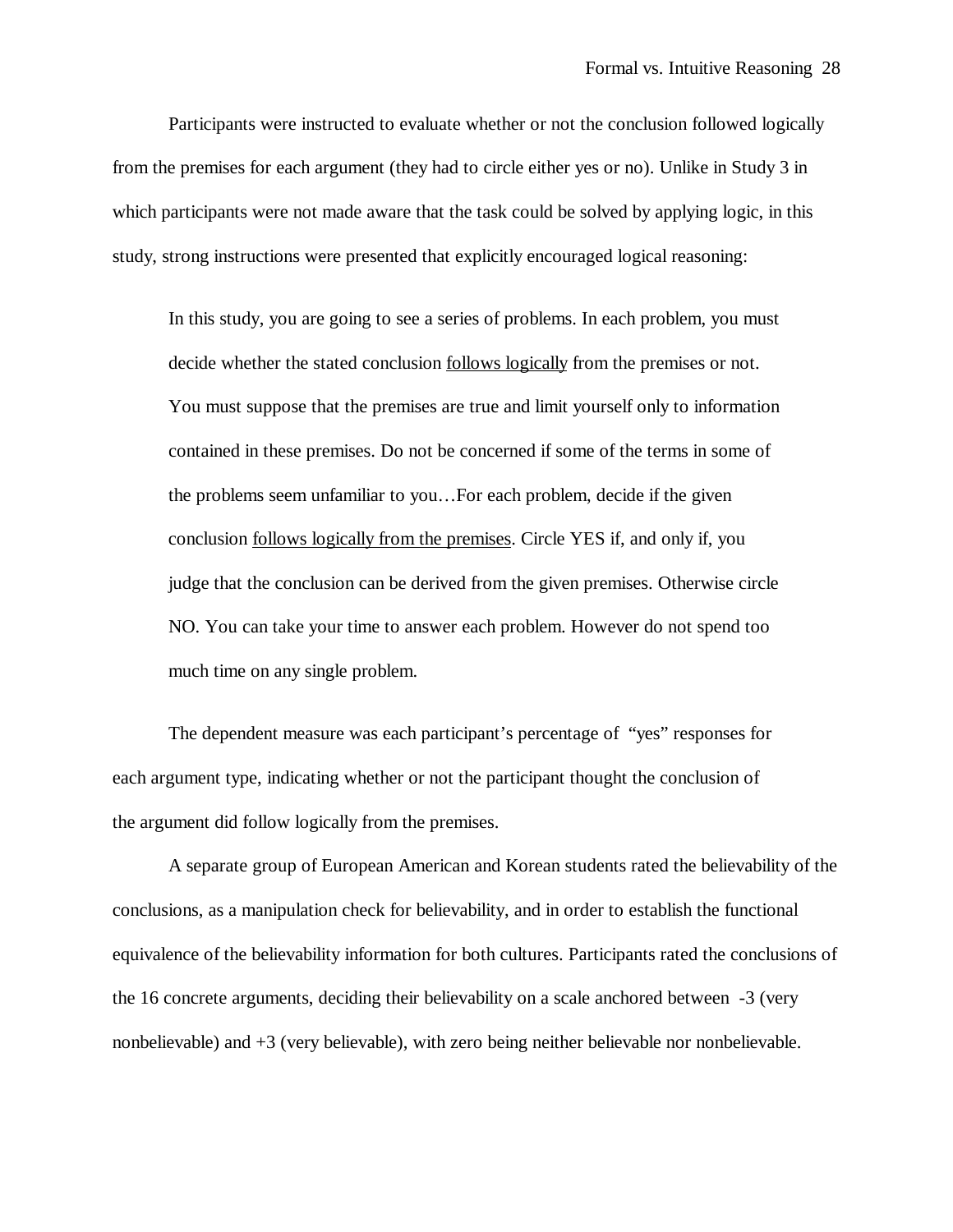Participants were instructed to evaluate whether or not the conclusion followed logically from the premises for each argument (they had to circle either yes or no). Unlike in Study 3 in which participants were not made aware that the task could be solved by applying logic, in this study, strong instructions were presented that explicitly encouraged logical reasoning:

> In this study, you are going to see a series of problems. In each problem, you must decide whether the stated conclusion <u>follows logically</u> from the premises or not. You must suppose that the premises are true and limit yourself only to information contained in these premises. Do not be concerned if some of the terms in some of the problems seem unfamiliar to you…For each problem, decide if the given conclusion <u>follows logically from the premises</u>. Circle YES if, and only if, you judge that the conclusion can be derived from the given premises. Otherwise circle NO. You can take your time to answer each problem. However do not spend too much time on any single problem.

The dependent measure was each participant's percentage of "yes" responses for each argument type, indicating whether or not the participant thought the conclusion of the argument did follow logically from the premises.

A separate group of European American and Korean students rated the believability of the conclusions, as a manipulation check for believability, and in order to establish the functional equivalence of the believability information for both cultures. Participants rated the conclusions of the 16 concrete arguments, deciding their believability on a scale anchored between -3 (very nonbelievable) and +3 (very believable), with zero being neither believable nor nonbelievable.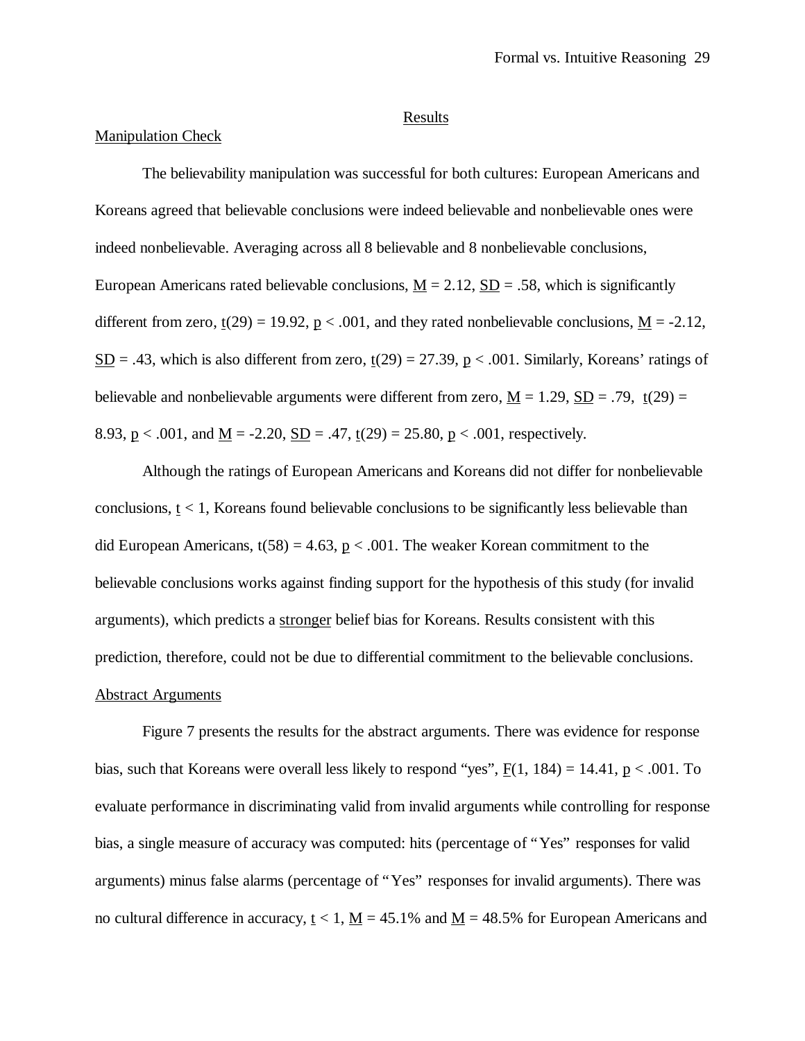## Results

### Manipulation Check

The believability manipulation was successful for both cultures: European Americans and Koreans agreed that believable conclusions were indeed believable and nonbelievable ones were indeed nonbelievable. Averaging across all 8 believable and 8 nonbelievable conclusions, European Americans rated believable conclusions, $M = 2.12$, $SD = .58$, which is significantly different from zero, $t(29) = 19.92$, $p < .001$, and they rated nonbelievable conclusions, $M = -2.12$, $SD = .43$, which is also different from zero, $t(29) = 27.39$, $p < .001$. Similarly, Koreans' ratings of believable and nonbelievable arguments were different from zero, $M = 1.29$, $SD = .79$, $t(29) = 8.93$, $p < .001$, and $M = -2.20$, $SD = .47$, $t(29) = 25.80$, $p < .001$, respectively.

Although the ratings of European Americans and Koreans did not differ for nonbelievable conclusions, $t < 1$, Koreans found believable conclusions to be significantly less believable than did European Americans, $t(58) = 4.63$, $p < .001$. The weaker Korean commitment to the believable conclusions works against finding support for the hypothesis of this study (for invalid arguments), which predicts a stronger belief bias for Koreans. Results consistent with this prediction, therefore, could not be due to differential commitment to the believable conclusions.

### Abstract Arguments

Figure 7 presents the results for the abstract arguments. There was evidence for response bias, such that Koreans were overall less likely to respond "yes", $F(1, 184) = 14.41$, $p < .001$. To evaluate performance in discriminating valid from invalid arguments while controlling for response bias, a single measure of accuracy was computed: hits (percentage of "Yes" responses for valid arguments) minus false alarms (percentage of "Yes" responses for invalid arguments). There was no cultural difference in accuracy, $t < 1$, $M = 45.1\%$ and $M = 48.5\%$ for European Americans and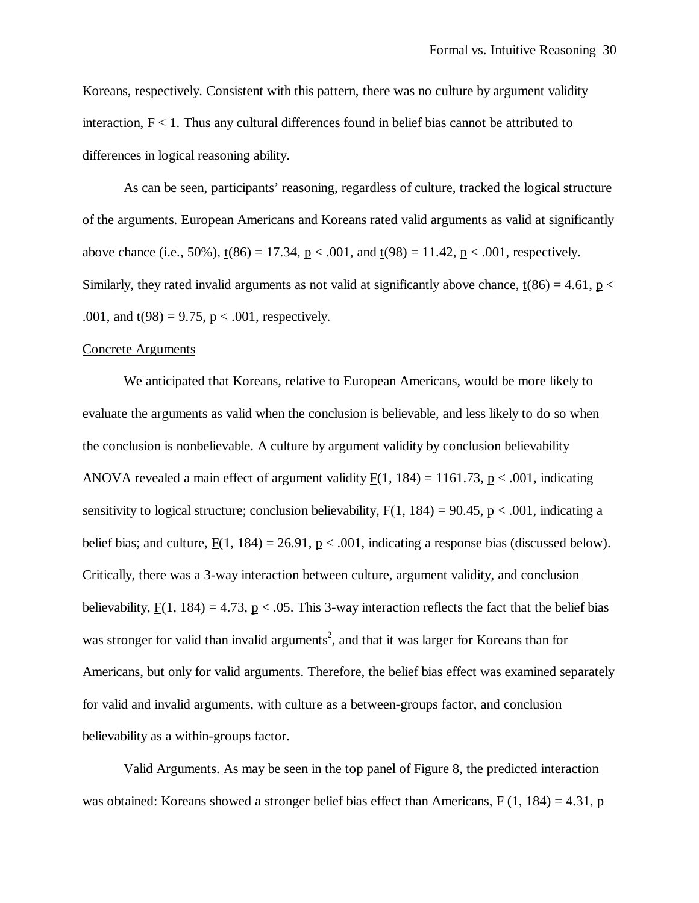Koreans, respectively. Consistent with this pattern, there was no culture by argument validity interaction, $F < 1$. Thus any cultural differences found in belief bias cannot be attributed to differences in logical reasoning ability.

As can be seen, participants' reasoning, regardless of culture, tracked the logical structure of the arguments. European Americans and Koreans rated valid arguments as valid at significantly above chance (i.e., 50%), $t(86) = 17.34$, $p < .001$, and $t(98) = 11.42$, $p < .001$, respectively. Similarly, they rated invalid arguments as not valid at significantly above chance, $t(86) = 4.61$, $p < .001$, and $t(98) = 9.75$, $p < .001$, respectively.

Concrete Arguments

We anticipated that Koreans, relative to European Americans, would be more likely to evaluate the arguments as valid when the conclusion is believable, and less likely to do so when the conclusion is nonbelievable. A culture by argument validity by conclusion believability ANOVA revealed a main effect of argument validity $F(1, 184) = 1161.73$, $p < .001$, indicating sensitivity to logical structure; conclusion believability, $F(1, 184) = 90.45$, $p < .001$, indicating a belief bias; and culture, $F(1, 184) = 26.91$, $p < .001$, indicating a response bias (discussed below). Critically, there was a 3-way interaction between culture, argument validity, and conclusion believability, $F(1, 184) = 4.73$, $p < .05$. This 3-way interaction reflects the fact that the belief bias was stronger for valid than invalid arguments[2], and that it was larger for Koreans than for Americans, but only for valid arguments. Therefore, the belief bias effect was examined separately for valid and invalid arguments, with culture as a between-groups factor, and conclusion believability as a within-groups factor.

Valid Arguments. As may be seen in the top panel of Figure 8, the predicted interaction was obtained: Koreans showed a stronger belief bias effect than Americans, $F(1, 184) = 4.31$, $p$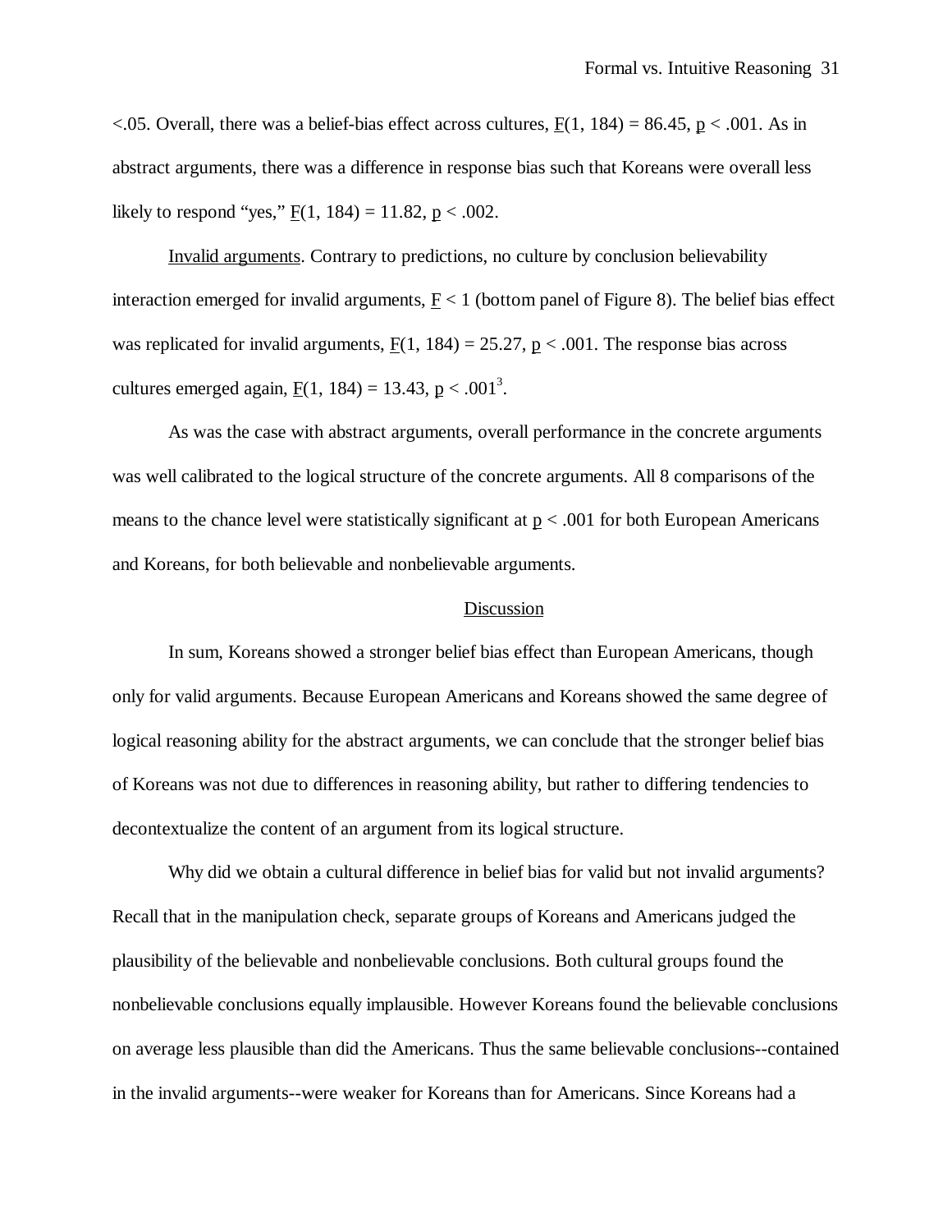$<.05$. Overall, there was a belief-bias effect across cultures, $F(1, 184) = 86.45$, $p < .001$. As in abstract arguments, there was a difference in response bias such that Koreans were overall less likely to respond "yes," $F(1, 184) = 11.82$, $p < .002$.

Invalid arguments. Contrary to predictions, no culture by conclusion believability interaction emerged for invalid arguments, $F < 1$ (bottom panel of Figure 8). The belief bias effect was replicated for invalid arguments, $F(1, 184) = 25.27$, $p < .001$. The response bias across cultures emerged again, $F(1, 184) = 13.43$, $p < .001$[3].

As was the case with abstract arguments, overall performance in the concrete arguments was well calibrated to the logical structure of the concrete arguments. All 8 comparisons of the means to the chance level were statistically significant at $p < .001$ for both European Americans and Koreans, for both believable and nonbelievable arguments.

## Discussion

In sum, Koreans showed a stronger belief bias effect than European Americans, though only for valid arguments. Because European Americans and Koreans showed the same degree of logical reasoning ability for the abstract arguments, we can conclude that the stronger belief bias of Koreans was not due to differences in reasoning ability, but rather to differing tendencies to decontextualize the content of an argument from its logical structure.

Why did we obtain a cultural difference in belief bias for valid but not invalid arguments? Recall that in the manipulation check, separate groups of Koreans and Americans judged the plausibility of the believable and nonbelievable conclusions. Both cultural groups found the nonbelievable conclusions equally implausible. However Koreans found the believable conclusions on average less plausible than did the Americans. Thus the same believable conclusions--contained in the invalid arguments--were weaker for Koreans than for Americans. Since Koreans had a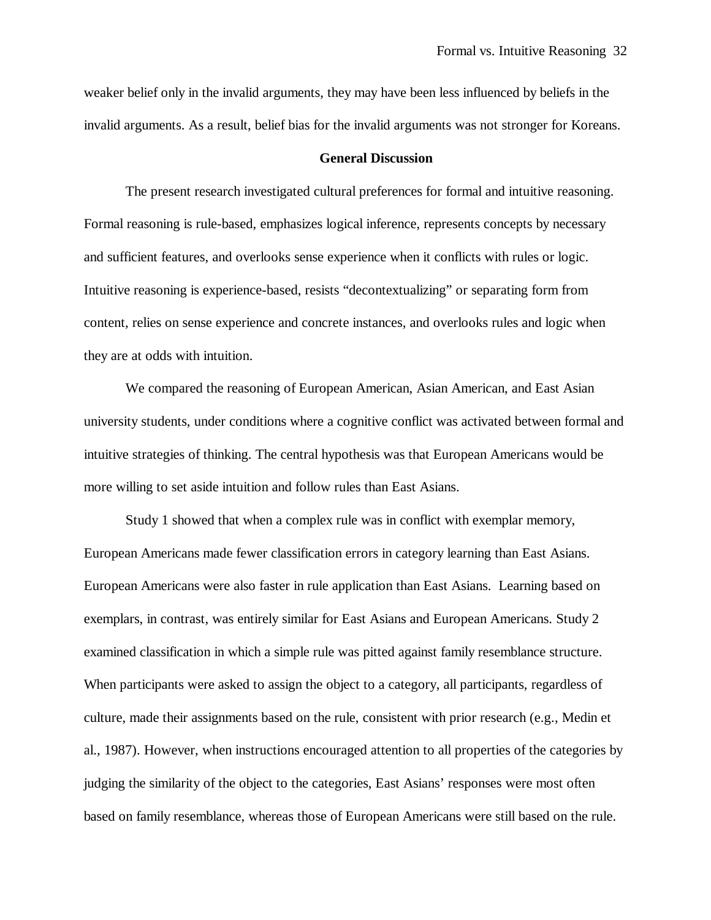weaker belief only in the invalid arguments, they may have been less influenced by beliefs in the invalid arguments. As a result, belief bias for the invalid arguments was not stronger for Koreans.

## General Discussion

The present research investigated cultural preferences for formal and intuitive reasoning. Formal reasoning is rule-based, emphasizes logical inference, represents concepts by necessary and sufficient features, and overlooks sense experience when it conflicts with rules or logic. Intuitive reasoning is experience-based, resists "decontextualizing" or separating form from content, relies on sense experience and concrete instances, and overlooks rules and logic when they are at odds with intuition.

We compared the reasoning of European American, Asian American, and East Asian university students, under conditions where a cognitive conflict was activated between formal and intuitive strategies of thinking. The central hypothesis was that European Americans would be more willing to set aside intuition and follow rules than East Asians.

Study 1 showed that when a complex rule was in conflict with exemplar memory, European Americans made fewer classification errors in category learning than East Asians. European Americans were also faster in rule application than East Asians. Learning based on exemplars, in contrast, was entirely similar for East Asians and European Americans. Study 2 examined classification in which a simple rule was pitted against family resemblance structure. When participants were asked to assign the object to a category, all participants, regardless of culture, made their assignments based on the rule, consistent with prior research (e.g., Medin et al., 1987). However, when instructions encouraged attention to all properties of the categories by judging the similarity of the object to the categories, East Asians' responses were most often based on family resemblance, whereas those of European Americans were still based on the rule.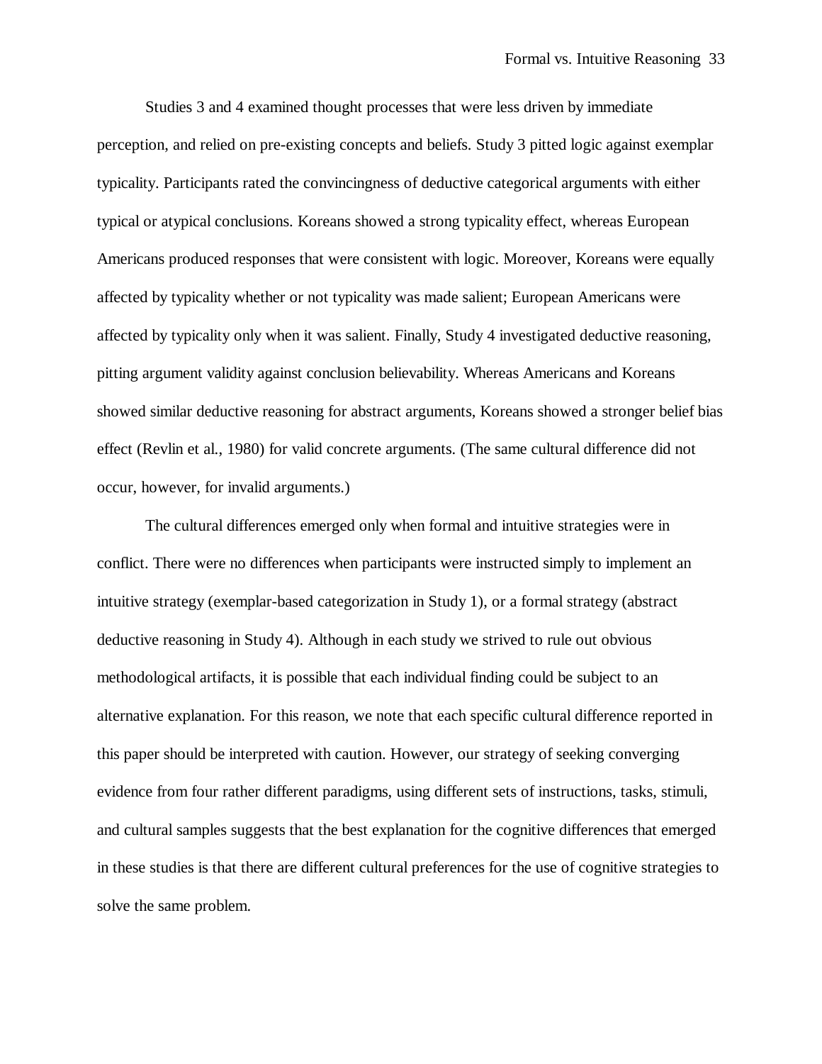Studies 3 and 4 examined thought processes that were less driven by immediate perception, and relied on pre-existing concepts and beliefs. Study 3 pitted logic against exemplar typicality. Participants rated the convincingness of deductive categorical arguments with either typical or atypical conclusions. Koreans showed a strong typicality effect, whereas European Americans produced responses that were consistent with logic. Moreover, Koreans were equally affected by typicality whether or not typicality was made salient; European Americans were affected by typicality only when it was salient. Finally, Study 4 investigated deductive reasoning, pitting argument validity against conclusion believability. Whereas Americans and Koreans showed similar deductive reasoning for abstract arguments, Koreans showed a stronger belief bias effect (Revlin et al., 1980) for valid concrete arguments. (The same cultural difference did not occur, however, for invalid arguments.)

The cultural differences emerged only when formal and intuitive strategies were in conflict. There were no differences when participants were instructed simply to implement an intuitive strategy (exemplar-based categorization in Study 1), or a formal strategy (abstract deductive reasoning in Study 4). Although in each study we strived to rule out obvious methodological artifacts, it is possible that each individual finding could be subject to an alternative explanation. For this reason, we note that each specific cultural difference reported in this paper should be interpreted with caution. However, our strategy of seeking converging evidence from four rather different paradigms, using different sets of instructions, tasks, stimuli, and cultural samples suggests that the best explanation for the cognitive differences that emerged in these studies is that there are different cultural preferences for the use of cognitive strategies to solve the same problem.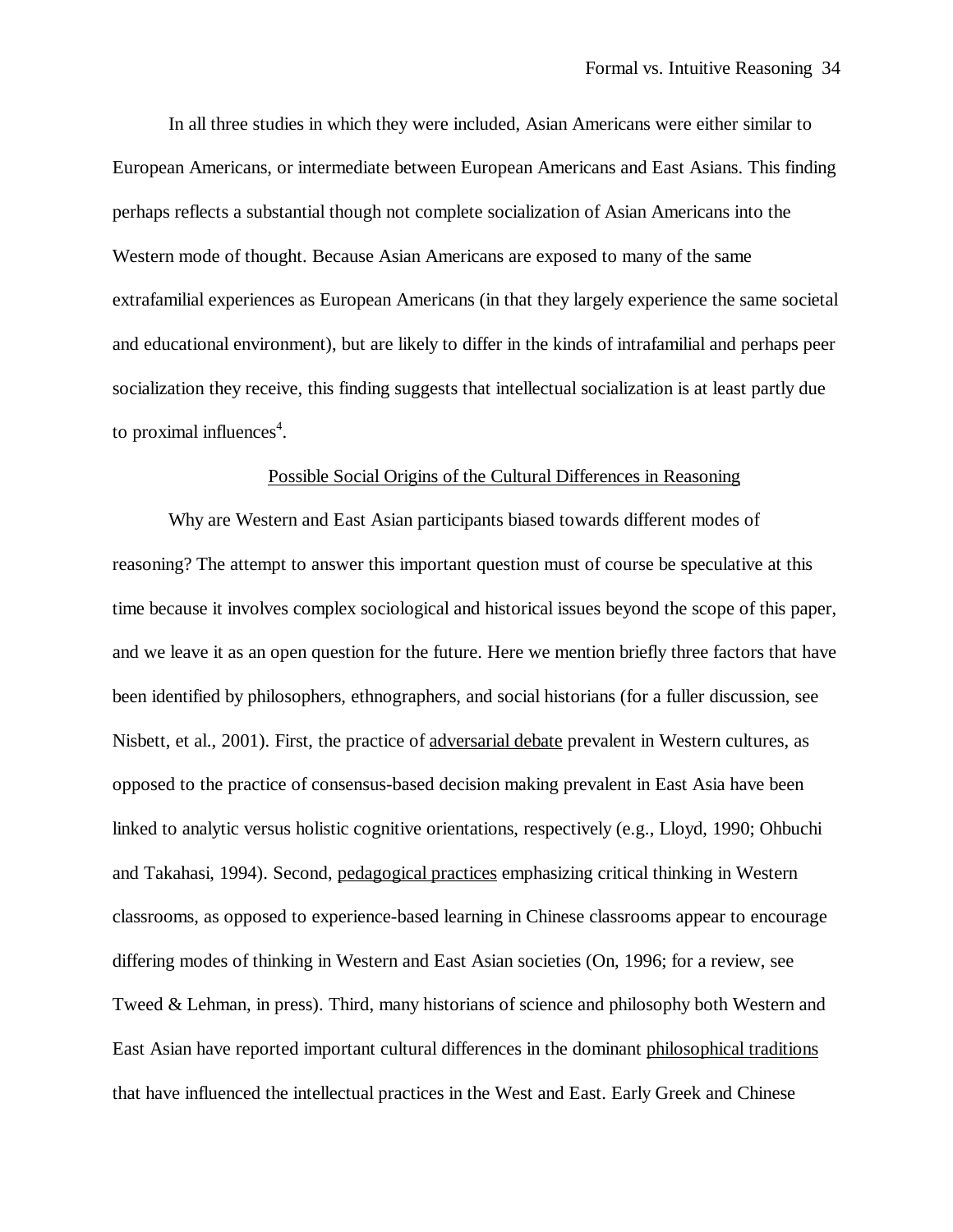In all three studies in which they were included, Asian Americans were either similar to European Americans, or intermediate between European Americans and East Asians. This finding perhaps reflects a substantial though not complete socialization of Asian Americans into the Western mode of thought. Because Asian Americans are exposed to many of the same extrafamilial experiences as European Americans (in that they largely experience the same societal and educational environment), but are likely to differ in the kinds of intrafamilial and perhaps peer socialization they receive, this finding suggests that intellectual socialization is at least partly due to proximal influences[4].

## Possible Social Origins of the Cultural Differences in Reasoning

Why are Western and East Asian participants biased towards different modes of reasoning? The attempt to answer this important question must of course be speculative at this time because it involves complex sociological and historical issues beyond the scope of this paper, and we leave it as an open question for the future. Here we mention briefly three factors that have been identified by philosophers, ethnographers, and social historians (for a fuller discussion, see Nisbett, et al., 2001). First, the practice of adversarial debate prevalent in Western cultures, as opposed to the practice of consensus-based decision making prevalent in East Asia have been linked to analytic versus holistic cognitive orientations, respectively (e.g., Lloyd, 1990; Ohbuchi and Takahasi, 1994). Second, pedagogical practices emphasizing critical thinking in Western classrooms, as opposed to experience-based learning in Chinese classrooms appear to encourage differing modes of thinking in Western and East Asian societies (On, 1996; for a review, see Tweed & Lehman, in press). Third, many historians of science and philosophy both Western and East Asian have reported important cultural differences in the dominant philosophical traditions that have influenced the intellectual practices in the West and East. Early Greek and Chinese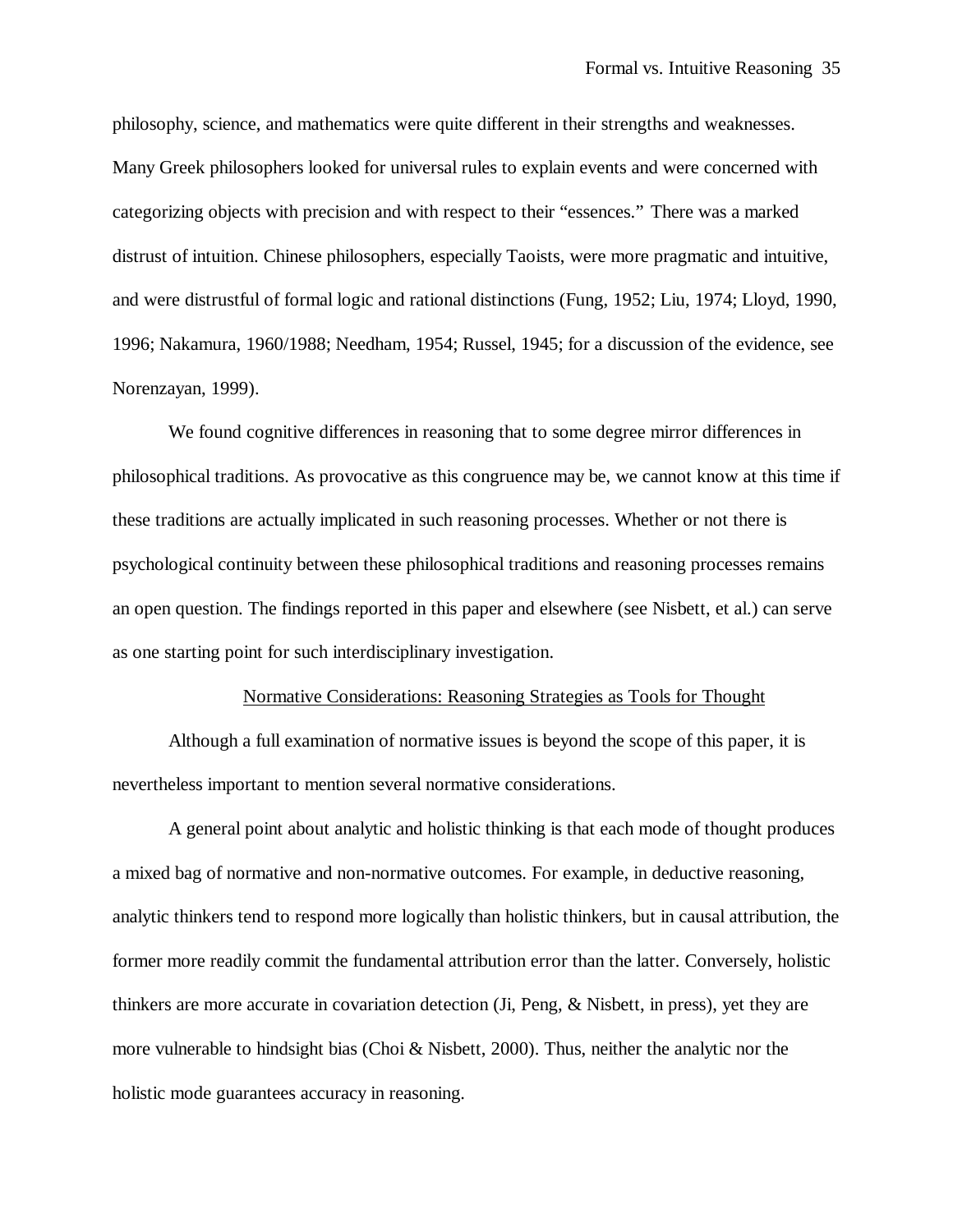philosophy, science, and mathematics were quite different in their strengths and weaknesses. Many Greek philosophers looked for universal rules to explain events and were concerned with categorizing objects with precision and with respect to their "essences." There was a marked distrust of intuition. Chinese philosophers, especially Taoists, were more pragmatic and intuitive, and were distrustful of formal logic and rational distinctions (Fung, 1952; Liu, 1974; Lloyd, 1990, 1996; Nakamura, 1960/1988; Needham, 1954; Russel, 1945; for a discussion of the evidence, see Norenzayan, 1999).

We found cognitive differences in reasoning that to some degree mirror differences in philosophical traditions. As provocative as this congruence may be, we cannot know at this time if these traditions are actually implicated in such reasoning processes. Whether or not there is psychological continuity between these philosophical traditions and reasoning processes remains an open question. The findings reported in this paper and elsewhere (see Nisbett, et al.) can serve as one starting point for such interdisciplinary investigation.

## Normative Considerations: Reasoning Strategies as Tools for Thought

Although a full examination of normative issues is beyond the scope of this paper, it is nevertheless important to mention several normative considerations.

A general point about analytic and holistic thinking is that each mode of thought produces a mixed bag of normative and non-normative outcomes. For example, in deductive reasoning, analytic thinkers tend to respond more logically than holistic thinkers, but in causal attribution, the former more readily commit the fundamental attribution error than the latter. Conversely, holistic thinkers are more accurate in covariation detection (Ji, Peng, & Nisbett, in press), yet they are more vulnerable to hindsight bias (Choi & Nisbett, 2000). Thus, neither the analytic nor the holistic mode guarantees accuracy in reasoning.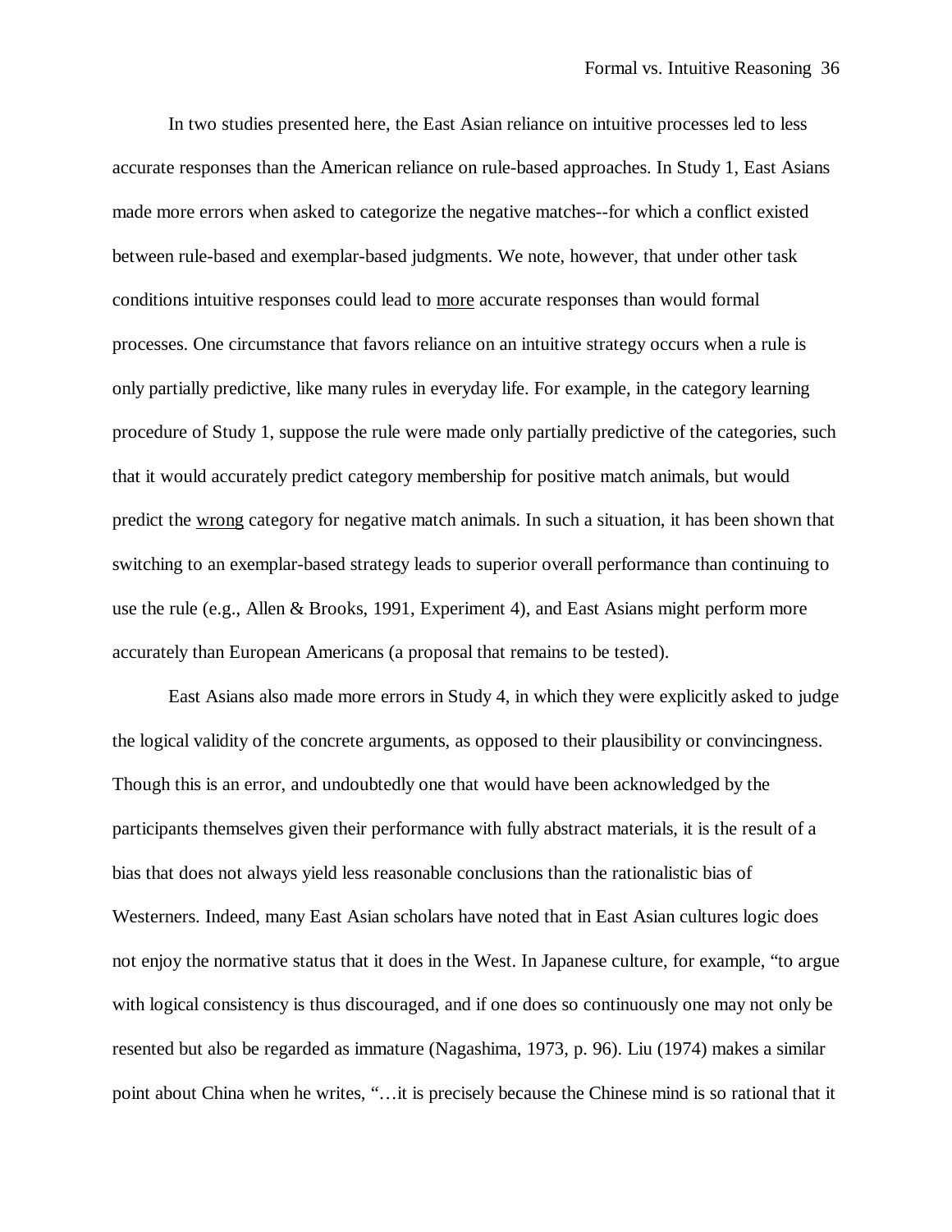In two studies presented here, the East Asian reliance on intuitive processes led to less accurate responses than the American reliance on rule-based approaches. In Study 1, East Asians made more errors when asked to categorize the negative matches--for which a conflict existed between rule-based and exemplar-based judgments. We note, however, that under other task conditions intuitive responses could lead to <u>more</u> accurate responses than would formal processes. One circumstance that favors reliance on an intuitive strategy occurs when a rule is only partially predictive, like many rules in everyday life. For example, in the category learning procedure of Study 1, suppose the rule were made only partially predictive of the categories, such that it would accurately predict category membership for positive match animals, but would predict the <u>wrong</u> category for negative match animals. In such a situation, it has been shown that switching to an exemplar-based strategy leads to superior overall performance than continuing to use the rule (e.g., Allen & Brooks, 1991, Experiment 4), and East Asians might perform more accurately than European Americans (a proposal that remains to be tested).

East Asians also made more errors in Study 4, in which they were explicitly asked to judge the logical validity of the concrete arguments, as opposed to their plausibility or convincingness. Though this is an error, and undoubtedly one that would have been acknowledged by the participants themselves given their performance with fully abstract materials, it is the result of a bias that does not always yield less reasonable conclusions than the rationalistic bias of Westerners. Indeed, many East Asian scholars have noted that in East Asian cultures logic does not enjoy the normative status that it does in the West. In Japanese culture, for example, "to argue with logical consistency is thus discouraged, and if one does so continuously one may not only be resented but also be regarded as immature (Nagashima, 1973, p. 96). Liu (1974) makes a similar point about China when he writes, "…it is precisely because the Chinese mind is so rational that it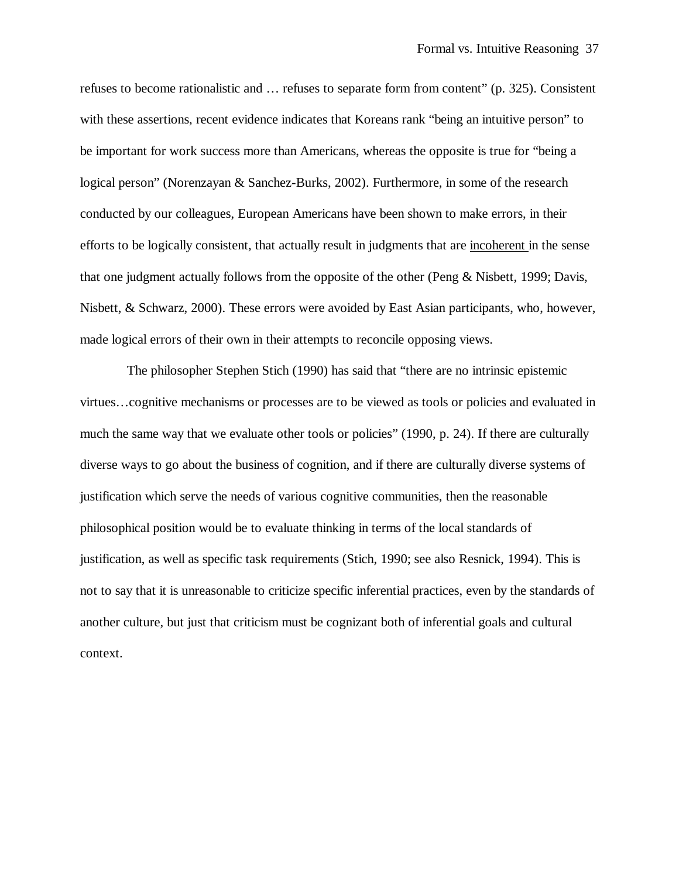refuses to become rationalistic and … refuses to separate form from content" (p. 325). Consistent with these assertions, recent evidence indicates that Koreans rank "being an intuitive person" to be important for work success more than Americans, whereas the opposite is true for "being a logical person" (Norenzayan & Sanchez-Burks, 2002). Furthermore, in some of the research conducted by our colleagues, European Americans have been shown to make errors, in their efforts to be logically consistent, that actually result in judgments that are <u>incoherent</u> in the sense that one judgment actually follows from the opposite of the other (Peng & Nisbett, 1999; Davis, Nisbett, & Schwarz, 2000). These errors were avoided by East Asian participants, who, however, made logical errors of their own in their attempts to reconcile opposing views.

The philosopher Stephen Stich (1990) has said that "there are no intrinsic epistemic virtues…cognitive mechanisms or processes are to be viewed as tools or policies and evaluated in much the same way that we evaluate other tools or policies" (1990, p. 24). If there are culturally diverse ways to go about the business of cognition, and if there are culturally diverse systems of justification which serve the needs of various cognitive communities, then the reasonable philosophical position would be to evaluate thinking in terms of the local standards of justification, as well as specific task requirements (Stich, 1990; see also Resnick, 1994). This is not to say that it is unreasonable to criticize specific inferential practices, even by the standards of another culture, but just that criticism must be cognizant both of inferential goals and cultural context.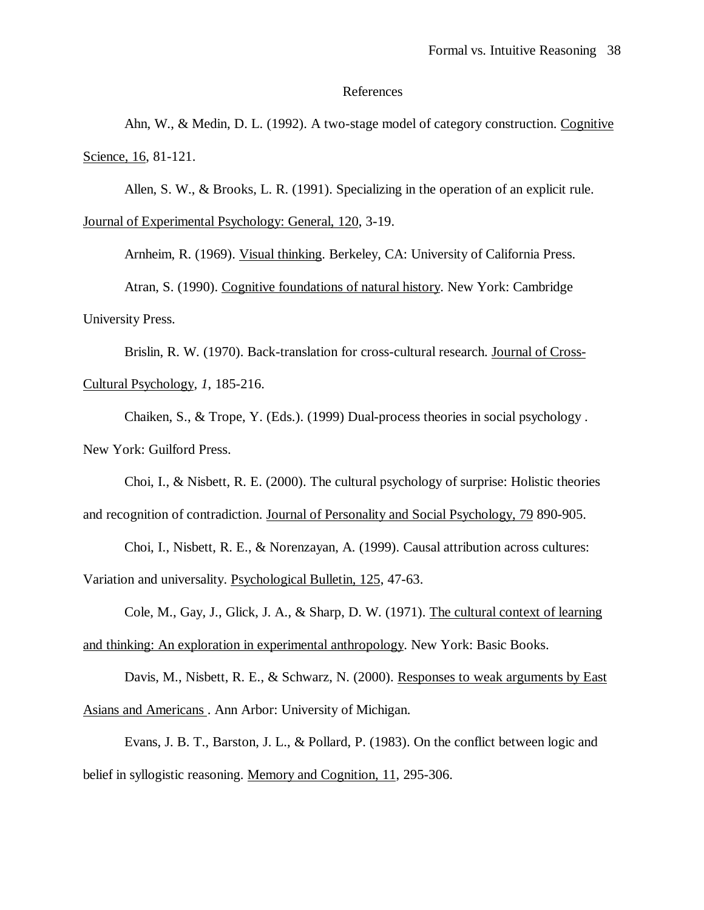## References

Ahn, W., & Medin, D. L. (1992). A two-stage model of category construction. Cognitive Science, 16, 81-121.

Allen, S. W., & Brooks, L. R. (1991). Specializing in the operation of an explicit rule. Journal of Experimental Psychology: General, 120, 3-19.

Arnheim, R. (1969). Visual thinking. Berkeley, CA: University of California Press.

Atran, S. (1990). Cognitive foundations of natural history. New York: Cambridge University Press.

Brislin, R. W. (1970). Back-translation for cross-cultural research. Journal of Cross-Cultural Psychology, *1*, 185-216.

Chaiken, S., & Trope, Y. (Eds.). (1999) Dual-process theories in social psychology . New York: Guilford Press.

Choi, I., & Nisbett, R. E. (2000). The cultural psychology of surprise: Holistic theories and recognition of contradiction. Journal of Personality and Social Psychology, 79 890-905.

Choi, I., Nisbett, R. E., & Norenzayan, A. (1999). Causal attribution across cultures: Variation and universality. Psychological Bulletin, 125, 47-63.

Cole, M., Gay, J., Glick, J. A., & Sharp, D. W. (1971). The cultural context of learning and thinking: An exploration in experimental anthropology. New York: Basic Books.

Davis, M., Nisbett, R. E., & Schwarz, N. (2000). Responses to weak arguments by East Asians and Americans . Ann Arbor: University of Michigan.

Evans, J. B. T., Barston, J. L., & Pollard, P. (1983). On the conflict between logic and belief in syllogistic reasoning. Memory and Cognition, 11, 295-306.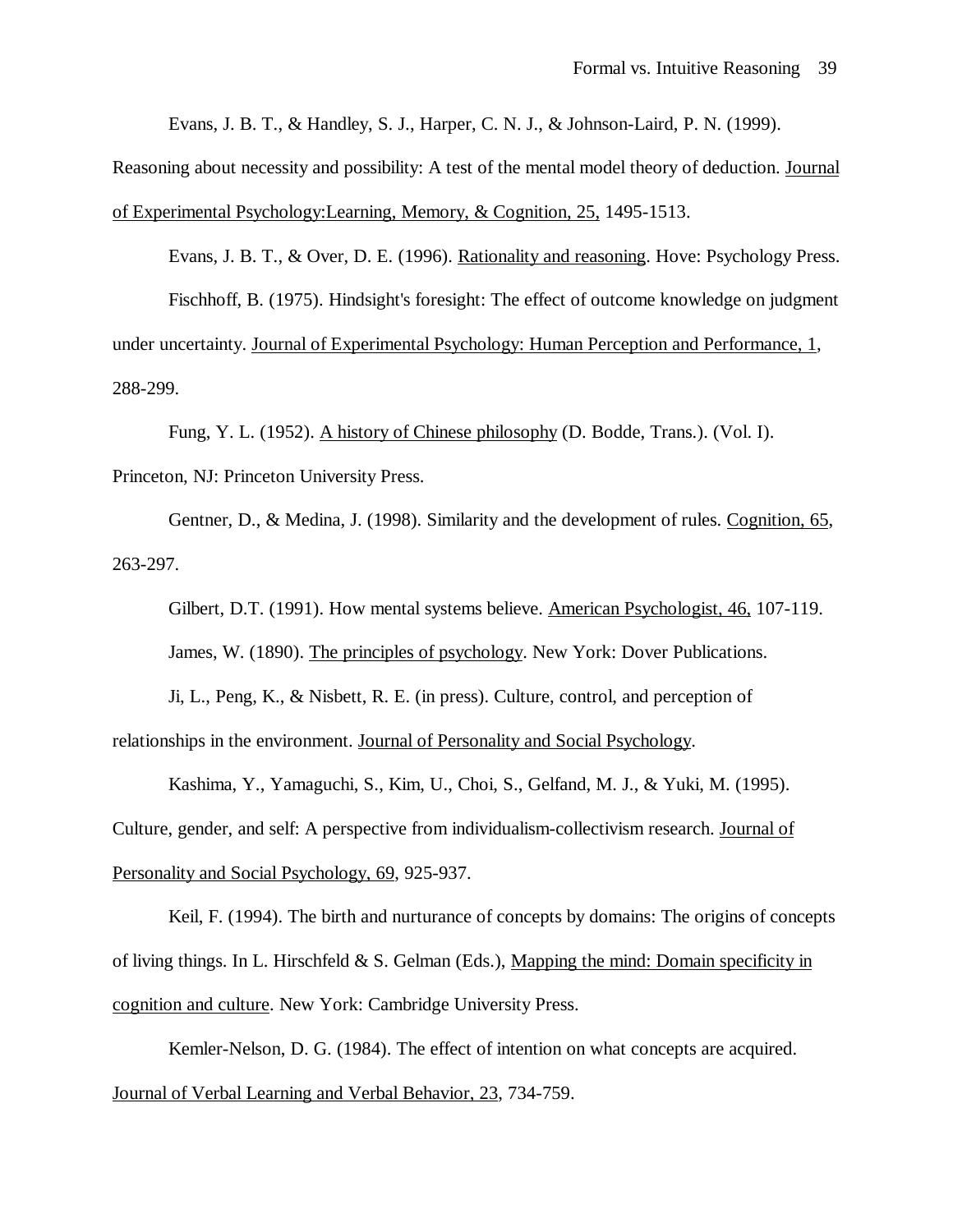Evans, J. B. T., & Handley, S. J., Harper, C. N. J., & Johnson-Laird, P. N. (1999). Reasoning about necessity and possibility: A test of the mental model theory of deduction. Journal of Experimental Psychology:Learning, Memory, & Cognition, 25, 1495-1513.

Evans, J. B. T., & Over, D. E. (1996). Rationality and reasoning. Hove: Psychology Press.

Fischhoff, B. (1975). Hindsight's foresight: The effect of outcome knowledge on judgment under uncertainty. Journal of Experimental Psychology: Human Perception and Performance, 1, 288-299.

Fung, Y. L. (1952). A history of Chinese philosophy (D. Bodde, Trans.). (Vol. I). Princeton, NJ: Princeton University Press.

Gentner, D., & Medina, J. (1998). Similarity and the development of rules. Cognition, 65, 263-297.

Gilbert, D.T. (1991). How mental systems believe. American Psychologist, 46, 107-119.

James, W. (1890). The principles of psychology. New York: Dover Publications.

Ji, L., Peng, K., & Nisbett, R. E. (in press). Culture, control, and perception of relationships in the environment. Journal of Personality and Social Psychology.

Kashima, Y., Yamaguchi, S., Kim, U., Choi, S., Gelfand, M. J., & Yuki, M. (1995). Culture, gender, and self: A perspective from individualism-collectivism research. Journal of Personality and Social Psychology, 69, 925-937.

Keil, F. (1994). The birth and nurturance of concepts by domains: The origins of concepts of living things. In L. Hirschfeld & S. Gelman (Eds.), Mapping the mind: Domain specificity in cognition and culture. New York: Cambridge University Press.

Kemler-Nelson, D. G. (1984). The effect of intention on what concepts are acquired. Journal of Verbal Learning and Verbal Behavior, 23, 734-759.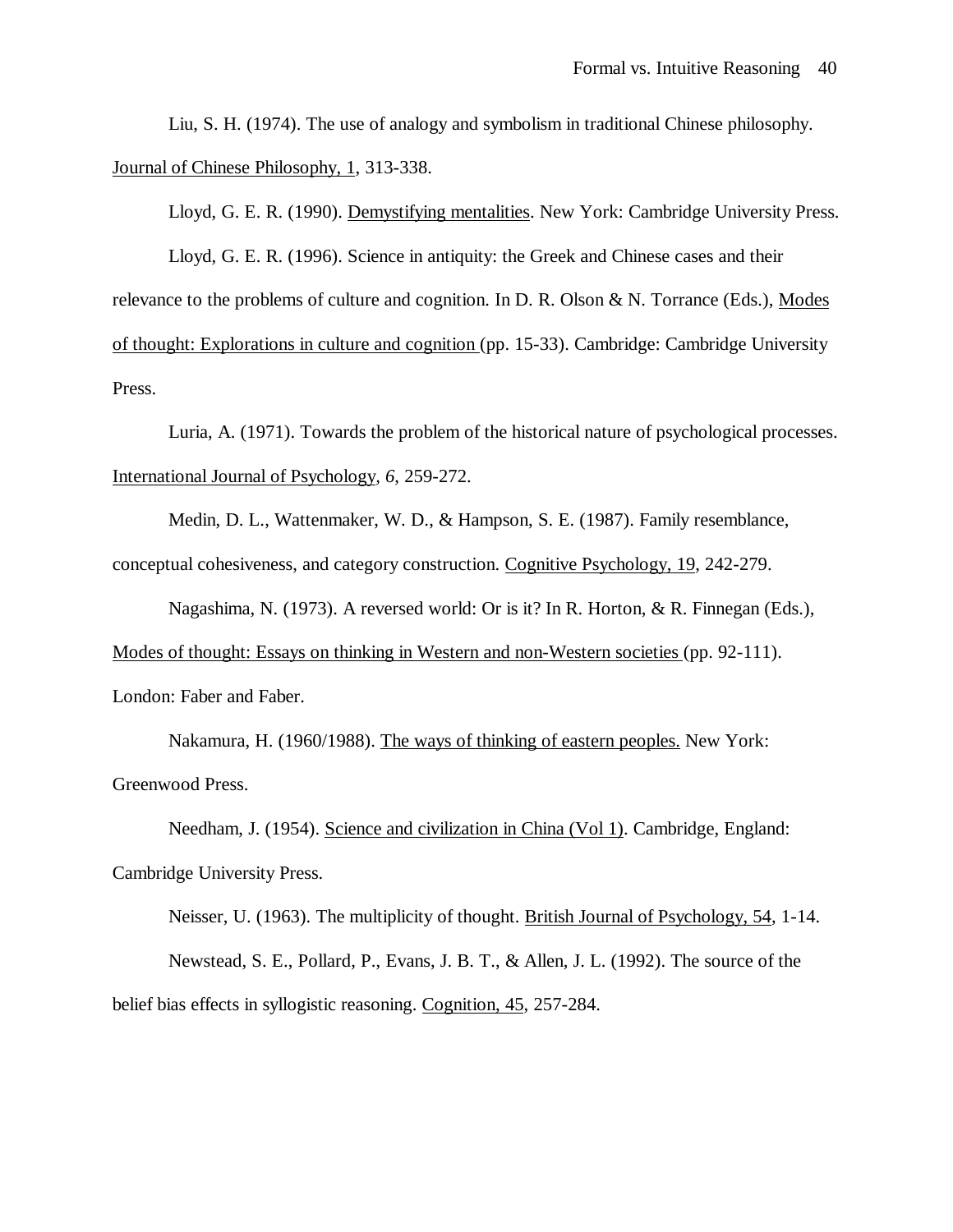Liu, S. H. (1974). The use of analogy and symbolism in traditional Chinese philosophy. Journal of Chinese Philosophy, 1, 313-338.

Lloyd, G. E. R. (1990). Demystifying mentalities. New York: Cambridge University Press.

Lloyd, G. E. R. (1996). Science in antiquity: the Greek and Chinese cases and their relevance to the problems of culture and cognition. In D. R. Olson & N. Torrance (Eds.), Modes of thought: Explorations in culture and cognition (pp. 15-33). Cambridge: Cambridge University Press.

Luria, A. (1971). Towards the problem of the historical nature of psychological processes. International Journal of Psychology, *6*, 259-272.

Medin, D. L., Wattenmaker, W. D., & Hampson, S. E. (1987). Family resemblance, conceptual cohesiveness, and category construction. Cognitive Psychology, 19, 242-279.

Nagashima, N. (1973). A reversed world: Or is it? In R. Horton, & R. Finnegan (Eds.), Modes of thought: Essays on thinking in Western and non-Western societies (pp. 92-111). London: Faber and Faber.

Nakamura, H. (1960/1988). The ways of thinking of eastern peoples. New York: Greenwood Press.

Needham, J. (1954). Science and civilization in China (Vol 1). Cambridge, England: Cambridge University Press.

Neisser, U. (1963). The multiplicity of thought. British Journal of Psychology, 54, 1-14.

Newstead, S. E., Pollard, P., Evans, J. B. T., & Allen, J. L. (1992). The source of the belief bias effects in syllogistic reasoning. Cognition, 45, 257-284.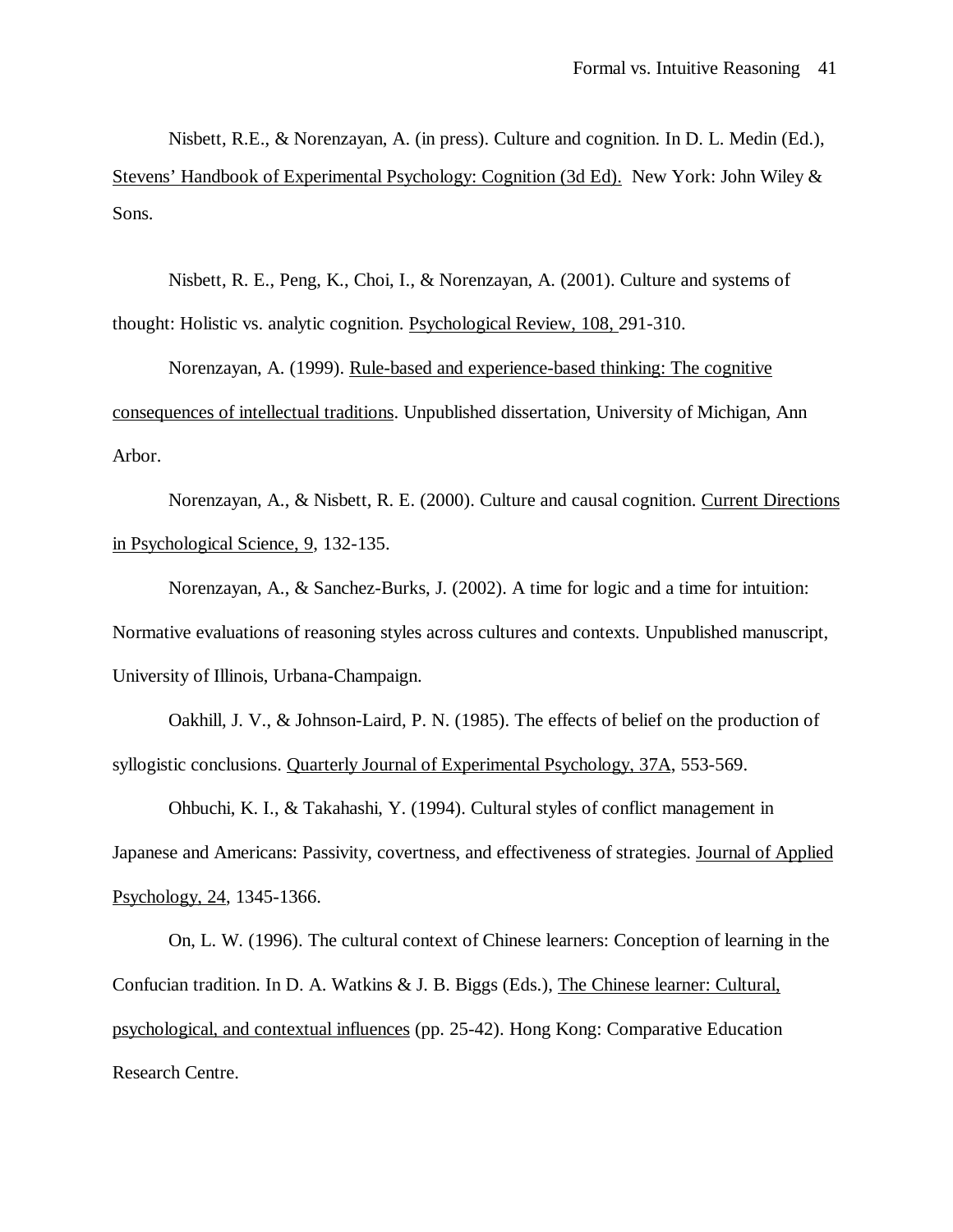Nisbett, R.E., & Norenzayan, A. (in press). Culture and cognition. In D. L. Medin (Ed.), Stevens' Handbook of Experimental Psychology: Cognition (3d Ed). New York: John Wiley & Sons.

Nisbett, R. E., Peng, K., Choi, I., & Norenzayan, A. (2001). Culture and systems of thought: Holistic vs. analytic cognition. Psychological Review, 108, 291-310.

Norenzayan, A. (1999). Rule-based and experience-based thinking: The cognitive consequences of intellectual traditions. Unpublished dissertation, University of Michigan, Ann Arbor.

Norenzayan, A., & Nisbett, R. E. (2000). Culture and causal cognition. Current Directions in Psychological Science, 9, 132-135.

Norenzayan, A., & Sanchez-Burks, J. (2002). A time for logic and a time for intuition: Normative evaluations of reasoning styles across cultures and contexts. Unpublished manuscript, University of Illinois, Urbana-Champaign.

Oakhill, J. V., & Johnson-Laird, P. N. (1985). The effects of belief on the production of syllogistic conclusions. Quarterly Journal of Experimental Psychology, 37A, 553-569.

Ohbuchi, K. I., & Takahashi, Y. (1994). Cultural styles of conflict management in Japanese and Americans: Passivity, covertness, and effectiveness of strategies. Journal of Applied Psychology, 24, 1345-1366.

On, L. W. (1996). The cultural context of Chinese learners: Conception of learning in the Confucian tradition. In D. A. Watkins & J. B. Biggs (Eds.), The Chinese learner: Cultural, psychological, and contextual influences (pp. 25-42). Hong Kong: Comparative Education Research Centre.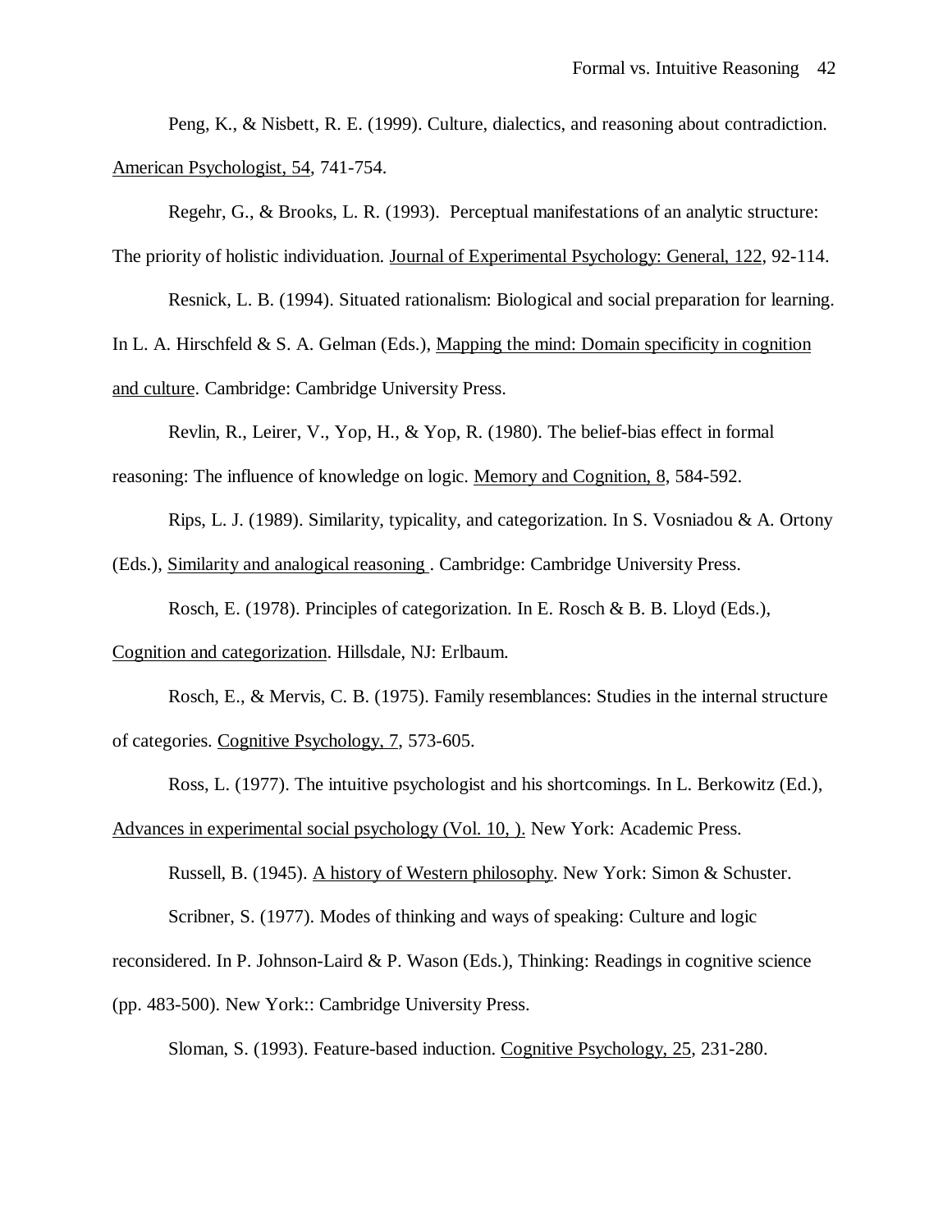Peng, K., & Nisbett, R. E. (1999). Culture, dialectics, and reasoning about contradiction. American Psychologist, 54, 741-754.

Regehr, G., & Brooks, L. R. (1993). Perceptual manifestations of an analytic structure: The priority of holistic individuation. Journal of Experimental Psychology: General, 122, 92-114.

Resnick, L. B. (1994). Situated rationalism: Biological and social preparation for learning. In L. A. Hirschfeld & S. A. Gelman (Eds.), Mapping the mind: Domain specificity in cognition and culture. Cambridge: Cambridge University Press.

Revlin, R., Leirer, V., Yop, H., & Yop, R. (1980). The belief-bias effect in formal reasoning: The influence of knowledge on logic. Memory and Cognition, 8, 584-592.

Rips, L. J. (1989). Similarity, typicality, and categorization. In S. Vosniadou & A. Ortony (Eds.), Similarity and analogical reasoning . Cambridge: Cambridge University Press.

Rosch, E. (1978). Principles of categorization. In E. Rosch & B. B. Lloyd (Eds.), Cognition and categorization. Hillsdale, NJ: Erlbaum.

Rosch, E., & Mervis, C. B. (1975). Family resemblances: Studies in the internal structure of categories. Cognitive Psychology, 7, 573-605.

Ross, L. (1977). The intuitive psychologist and his shortcomings. In L. Berkowitz (Ed.), Advances in experimental social psychology (Vol. 10, ). New York: Academic Press.

Russell, B. (1945). A history of Western philosophy. New York: Simon & Schuster.

Scribner, S. (1977). Modes of thinking and ways of speaking: Culture and logic reconsidered. In P. Johnson-Laird & P. Wason (Eds.), Thinking: Readings in cognitive science (pp. 483-500). New York:: Cambridge University Press.

Sloman, S. (1993). Feature-based induction. Cognitive Psychology, 25, 231-280.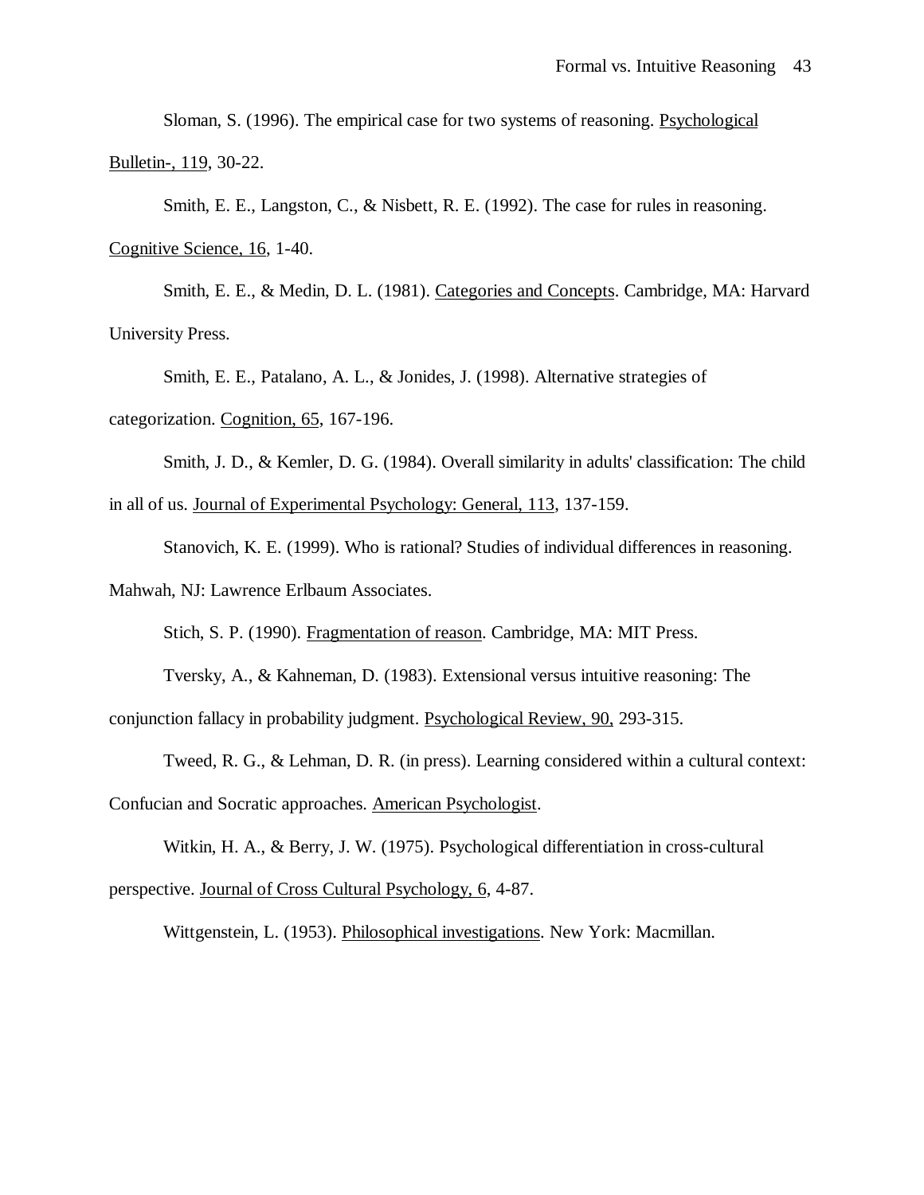Sloman, S. (1996). The empirical case for two systems of reasoning. Psychological Bulletin-, 119, 30-22.

Smith, E. E., Langston, C., & Nisbett, R. E. (1992). The case for rules in reasoning. Cognitive Science, 16, 1-40.

Smith, E. E., & Medin, D. L. (1981). Categories and Concepts. Cambridge, MA: Harvard University Press.

Smith, E. E., Patalano, A. L., & Jonides, J. (1998). Alternative strategies of categorization. Cognition, 65, 167-196.

Smith, J. D., & Kemler, D. G. (1984). Overall similarity in adults' classification: The child in all of us. Journal of Experimental Psychology: General, 113, 137-159.

Stanovich, K. E. (1999). Who is rational? Studies of individual differences in reasoning. Mahwah, NJ: Lawrence Erlbaum Associates.

Stich, S. P. (1990). Fragmentation of reason. Cambridge, MA: MIT Press.

Tversky, A., & Kahneman, D. (1983). Extensional versus intuitive reasoning: The conjunction fallacy in probability judgment. Psychological Review, 90, 293-315.

Tweed, R. G., & Lehman, D. R. (in press). Learning considered within a cultural context: Confucian and Socratic approaches. American Psychologist.

Witkin, H. A., & Berry, J. W. (1975). Psychological differentiation in cross-cultural perspective. Journal of Cross Cultural Psychology, 6, 4-87.

Wittgenstein, L. (1953). Philosophical investigations. New York: Macmillan.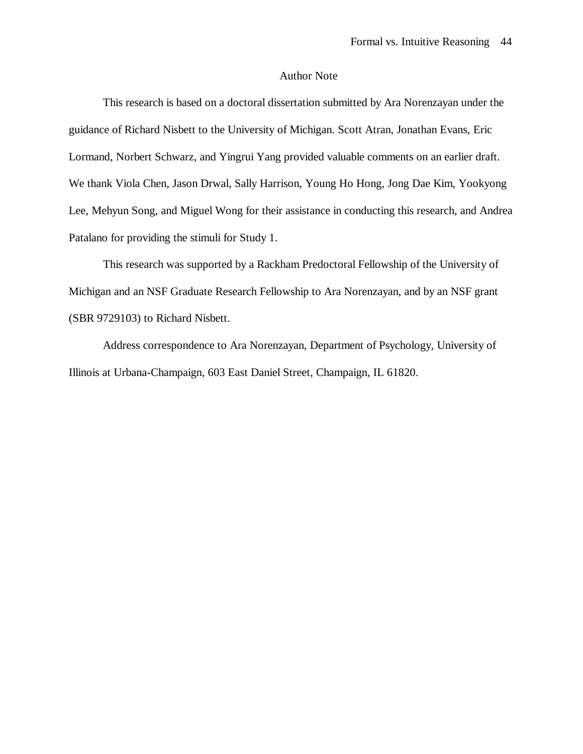## Author Note

This research is based on a doctoral dissertation submitted by Ara Norenzayan under the guidance of Richard Nisbett to the University of Michigan. Scott Atran, Jonathan Evans, Eric Lormand, Norbert Schwarz, and Yingrui Yang provided valuable comments on an earlier draft. We thank Viola Chen, Jason Drwal, Sally Harrison, Young Ho Hong, Jong Dae Kim, Yookyong Lee, Mehyun Song, and Miguel Wong for their assistance in conducting this research, and Andrea Patalano for providing the stimuli for Study 1.

This research was supported by a Rackham Predoctoral Fellowship of the University of Michigan and an NSF Graduate Research Fellowship to Ara Norenzayan, and by an NSF grant (SBR 9729103) to Richard Nisbett.

Address correspondence to Ara Norenzayan, Department of Psychology, University of Illinois at Urbana-Champaign, 603 East Daniel Street, Champaign, IL 61820.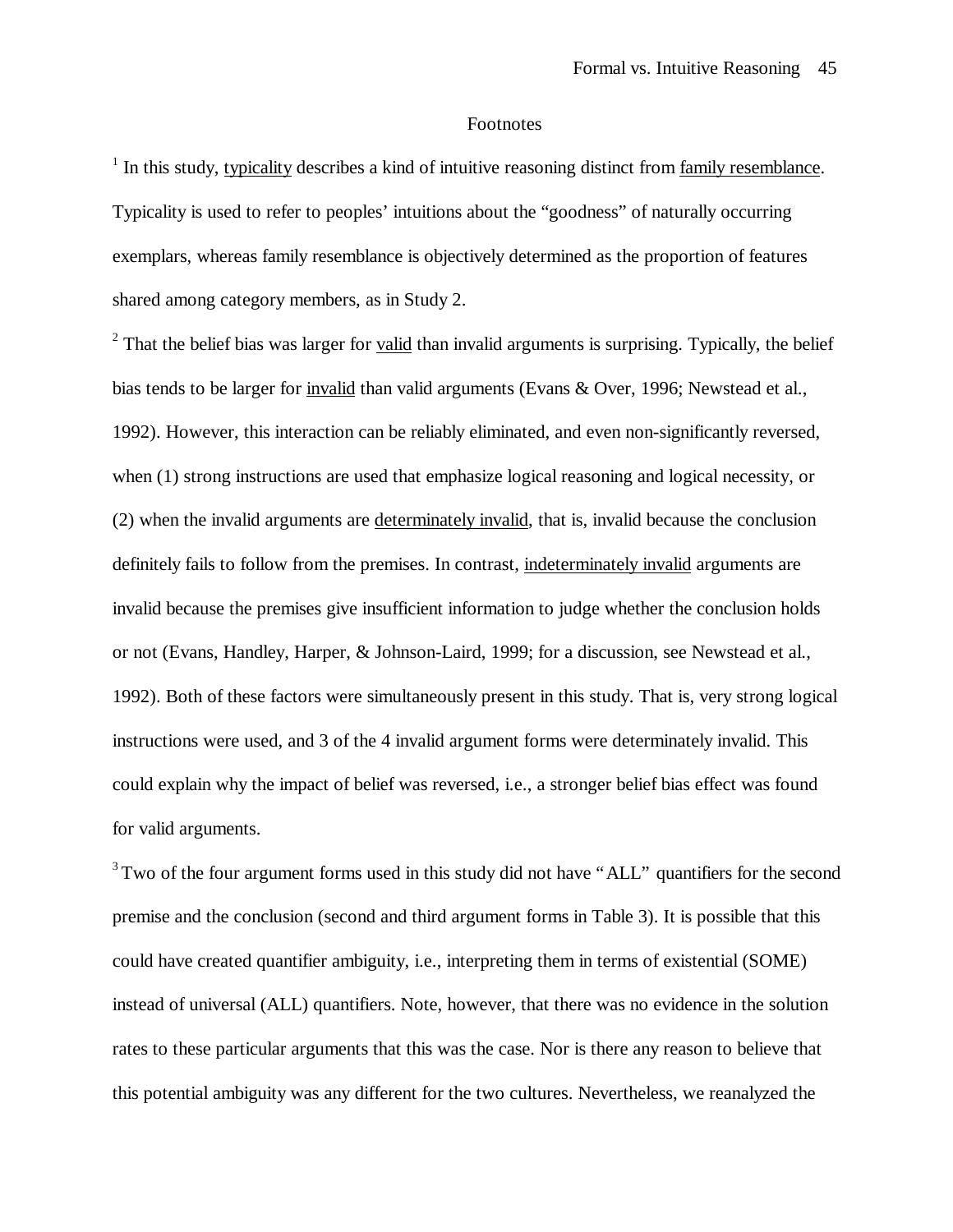## Footnotes

[1] In this study, typicality describes a kind of intuitive reasoning distinct from family resemblance. Typicality is used to refer to peoples' intuitions about the "goodness" of naturally occurring exemplars, whereas family resemblance is objectively determined as the proportion of features shared among category members, as in Study 2.

[2] That the belief bias was larger for valid than invalid arguments is surprising. Typically, the belief bias tends to be larger for invalid than valid arguments (Evans & Over, 1996; Newstead et al., 1992). However, this interaction can be reliably eliminated, and even non-significantly reversed, when (1) strong instructions are used that emphasize logical reasoning and logical necessity, or (2) when the invalid arguments are determinately invalid, that is, invalid because the conclusion definitely fails to follow from the premises. In contrast, indeterminately invalid arguments are invalid because the premises give insufficient information to judge whether the conclusion holds or not (Evans, Handley, Harper, & Johnson-Laird, 1999; for a discussion, see Newstead et al., 1992). Both of these factors were simultaneously present in this study. That is, very strong logical instructions were used, and 3 of the 4 invalid argument forms were determinately invalid. This could explain why the impact of belief was reversed, i.e., a stronger belief bias effect was found for valid arguments.

[3] Two of the four argument forms used in this study did not have "ALL" quantifiers for the second premise and the conclusion (second and third argument forms in Table 3). It is possible that this could have created quantifier ambiguity, i.e., interpreting them in terms of existential (SOME) instead of universal (ALL) quantifiers. Note, however, that there was no evidence in the solution rates to these particular arguments that this was the case. Nor is there any reason to believe that this potential ambiguity was any different for the two cultures. Nevertheless, we reanalyzed the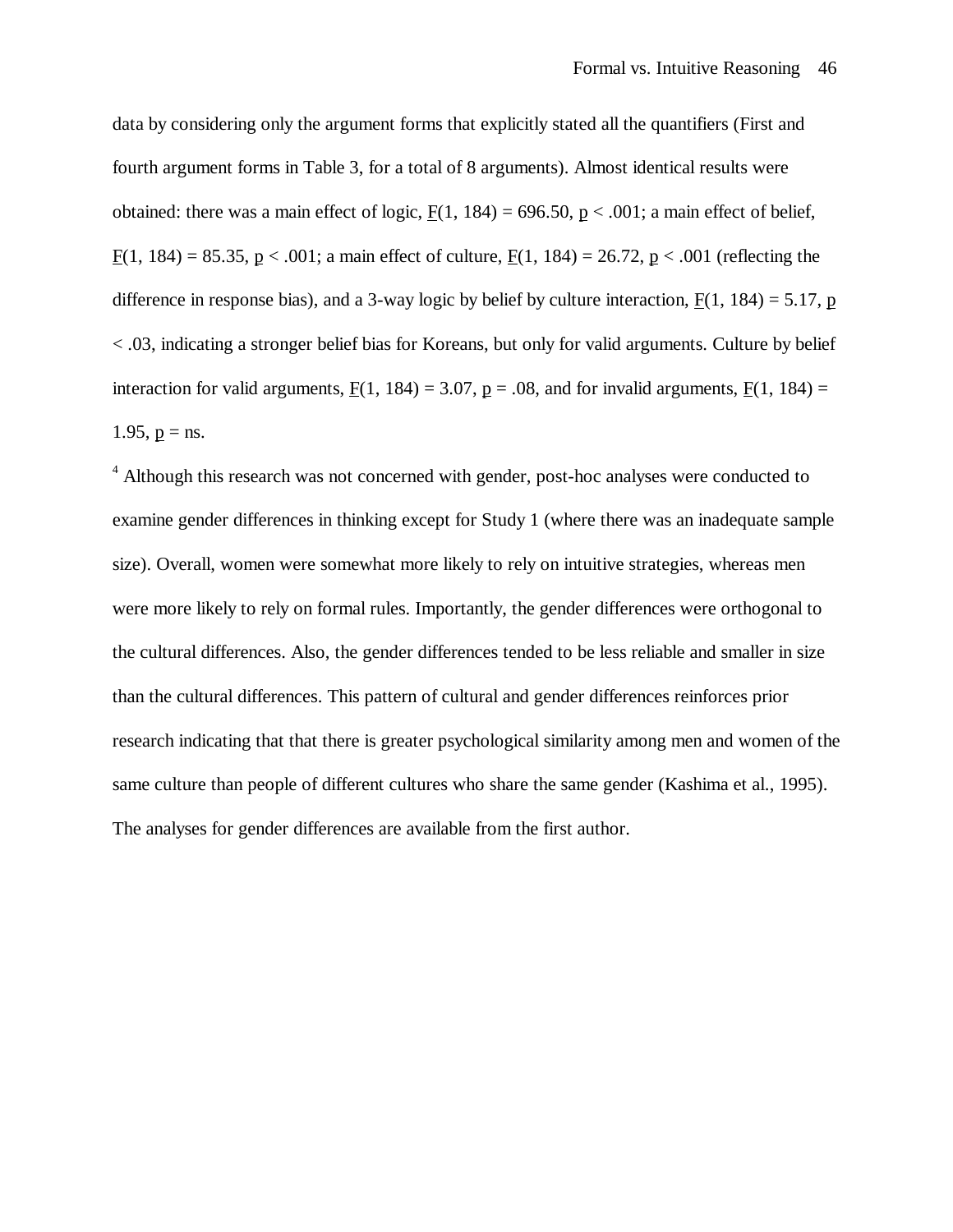data by considering only the argument forms that explicitly stated all the quantifiers (First and fourth argument forms in Table 3, for a total of 8 arguments). Almost identical results were obtained: there was a main effect of logic, $F(1, 184) = 696.50$, $p < .001$; a main effect of belief, $F(1, 184) = 85.35$, $p < .001$; a main effect of culture, $F(1, 184) = 26.72$, $p < .001$ (reflecting the difference in response bias), and a 3-way logic by belief by culture interaction, $F(1, 184) = 5.17$, $p < .03$, indicating a stronger belief bias for Koreans, but only for valid arguments. Culture by belief interaction for valid arguments, $F(1, 184) = 3.07$, $p = .08$, and for invalid arguments, $F(1, 184) = 1.95$, $p$ = ns.

[4] Although this research was not concerned with gender, post-hoc analyses were conducted to examine gender differences in thinking except for Study 1 (where there was an inadequate sample size). Overall, women were somewhat more likely to rely on intuitive strategies, whereas men were more likely to rely on formal rules. Importantly, the gender differences were orthogonal to the cultural differences. Also, the gender differences tended to be less reliable and smaller in size than the cultural differences. This pattern of cultural and gender differences reinforces prior research indicating that that there is greater psychological similarity among men and women of the same culture than people of different cultures who share the same gender (Kashima et al., 1995). The analyses for gender differences are available from the first author.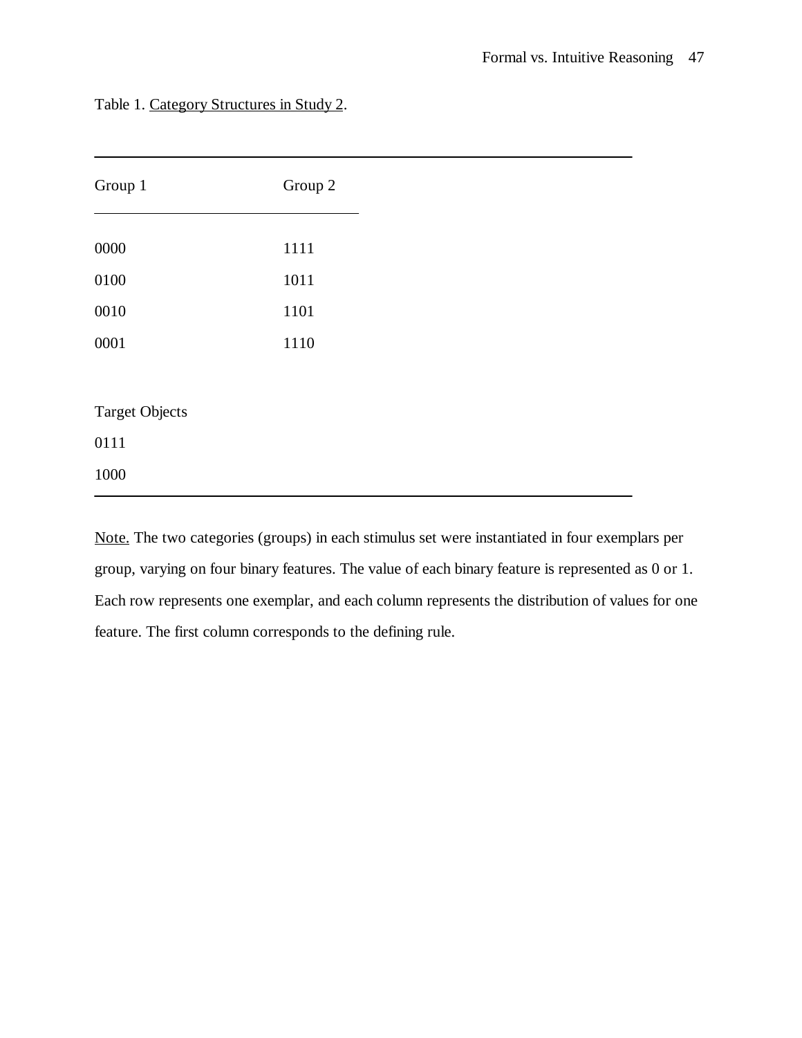Table 1. Category Structures in Study 2.

| Group 1 | Group 2 |
|---|---|
| 0000 | 1111 |
| 0100 | 1011 |
| 0010 | 1101 |
| 0001 | 1110 |
| | |
| Target Objects | |
| 0111 | |
| 1000 | |

Note. The two categories (groups) in each stimulus set were instantiated in four exemplars per group, varying on four binary features. The value of each binary feature is represented as 0 or 1. Each row represents one exemplar, and each column represents the distribution of values for one feature. The first column corresponds to the defining rule.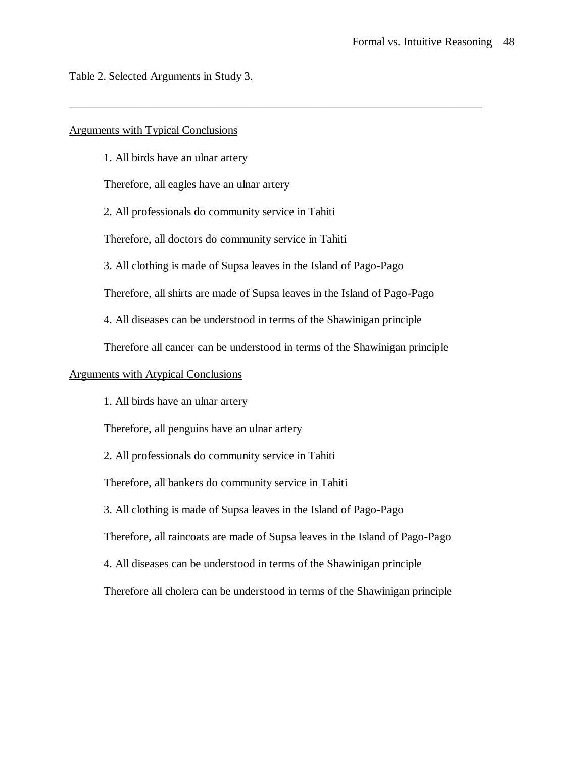Table 2. Selected Arguments in Study 3.

---

Arguments with Typical Conclusions

1. All birds have an ulnar artery

Therefore, all eagles have an ulnar artery

2. All professionals do community service in Tahiti

Therefore, all doctors do community service in Tahiti

3. All clothing is made of Supsa leaves in the Island of Pago-Pago

Therefore, all shirts are made of Supsa leaves in the Island of Pago-Pago

4. All diseases can be understood in terms of the Shawinigan principle

Therefore all cancer can be understood in terms of the Shawinigan principle

Arguments with Atypical Conclusions

1. All birds have an ulnar artery

Therefore, all penguins have an ulnar artery

2. All professionals do community service in Tahiti

Therefore, all bankers do community service in Tahiti

3. All clothing is made of Supsa leaves in the Island of Pago-Pago

Therefore, all raincoats are made of Supsa leaves in the Island of Pago-Pago

4. All diseases can be understood in terms of the Shawinigan principle

Therefore all cholera can be understood in terms of the Shawinigan principle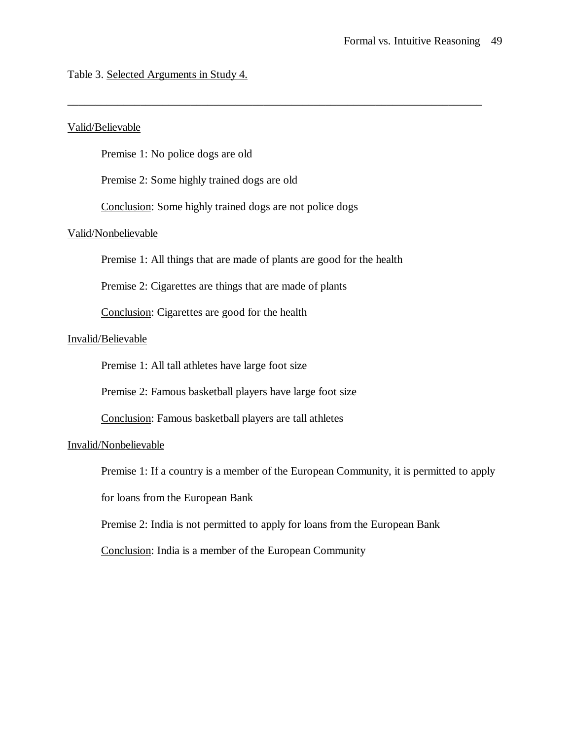Table 3. Selected Arguments in Study 4.

---

Valid/Believable

Premise 1: No police dogs are old

Premise 2: Some highly trained dogs are old

Conclusion: Some highly trained dogs are not police dogs

Valid/Nonbelievable

Premise 1: All things that are made of plants are good for the health

Premise 2: Cigarettes are things that are made of plants

Conclusion: Cigarettes are good for the health

Invalid/Believable

Premise 1: All tall athletes have large foot size

Premise 2: Famous basketball players have large foot size

Conclusion: Famous basketball players are tall athletes

Invalid/Nonbelievable

Premise 1: If a country is a member of the European Community, it is permitted to apply for loans from the European Bank

Premise 2: India is not permitted to apply for loans from the European Bank

Conclusion: India is a member of the European Community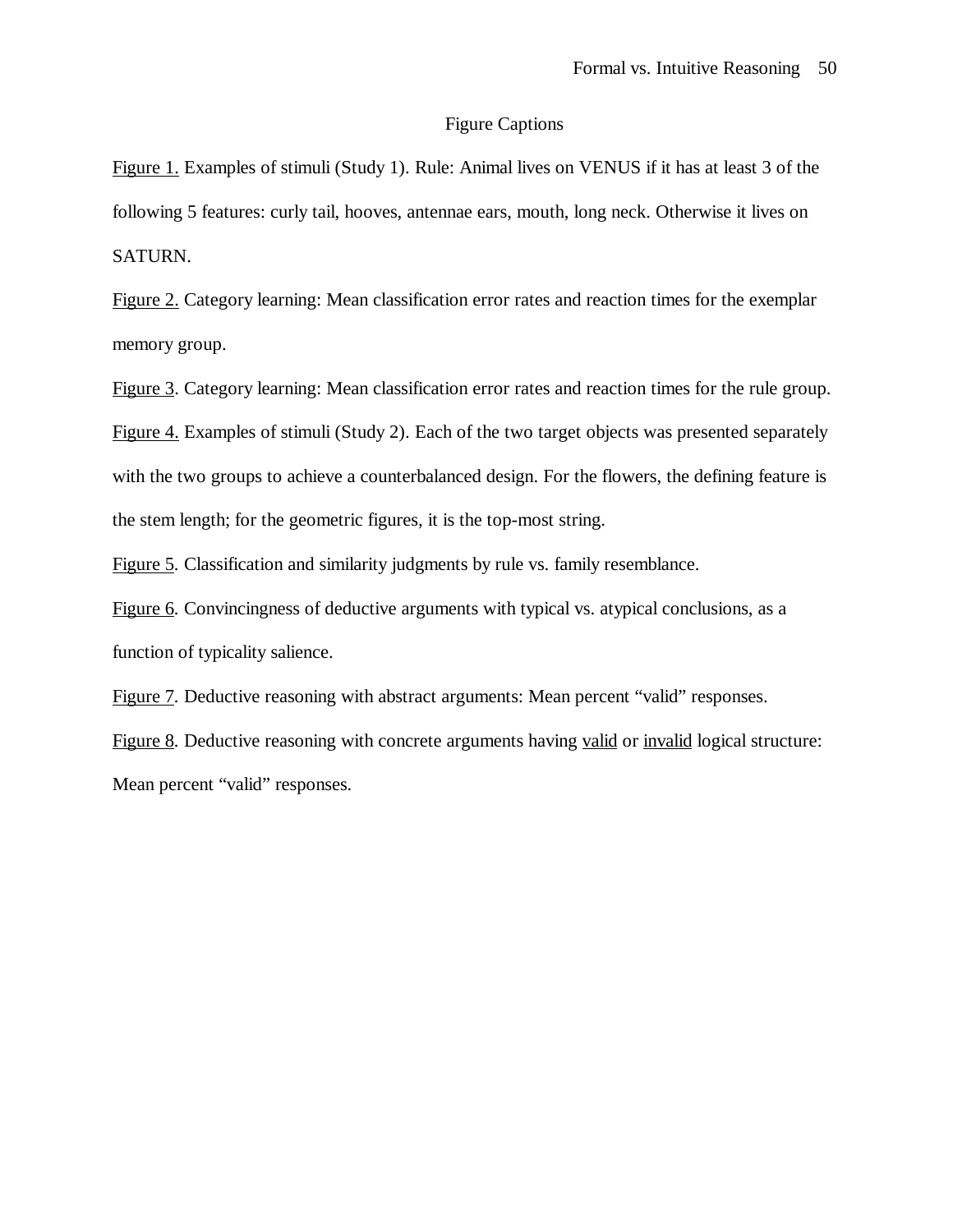# Figure Captions

<u>Figure 1.</u> Examples of stimuli (Study 1). Rule: Animal lives on VENUS if it has at least 3 of the following 5 features: curly tail, hooves, antennae ears, mouth, long neck. Otherwise it lives on SATURN.

<u>Figure 2.</u> Category learning: Mean classification error rates and reaction times for the exemplar memory group.

<u>Figure 3</u>. Category learning: Mean classification error rates and reaction times for the rule group.

<u>Figure 4.</u> Examples of stimuli (Study 2). Each of the two target objects was presented separately with the two groups to achieve a counterbalanced design. For the flowers, the defining feature is the stem length; for the geometric figures, it is the top-most string.

<u>Figure 5</u>. Classification and similarity judgments by rule vs. family resemblance.

<u>Figure 6</u>. Convincingness of deductive arguments with typical vs. atypical conclusions, as a function of typicality salience.

<u>Figure 7</u>. Deductive reasoning with abstract arguments: Mean percent "valid" responses.

<u>Figure 8</u>. Deductive reasoning with concrete arguments having <u>valid</u> or <u>invalid</u> logical structure: Mean percent "valid" responses.